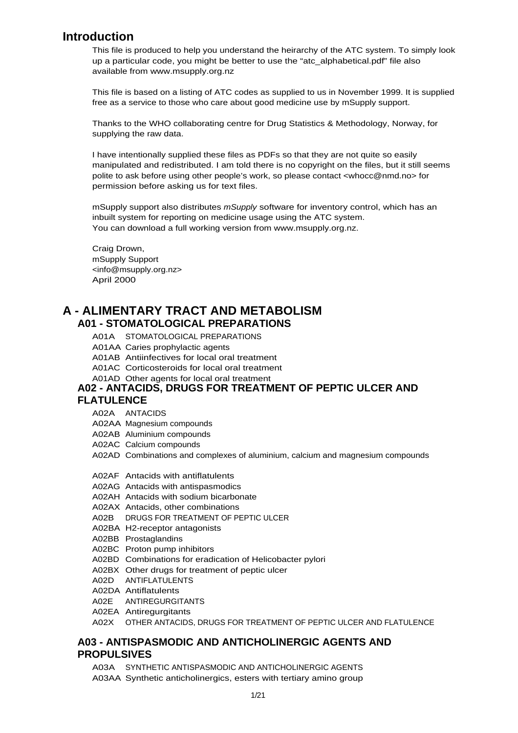## Introduction

This file is produced to help you understand the heirarchy of the ATC system. To simply look up a particular code, you might be better to use the "atc_alphabetical.pdf" file also available from www.msupply.org.nz

This file is based on a listing of ATC codes as supplied to us in November 1999. It is supplied free as a service to those who care about good medicine use by mSupply support.

Thanks to the WHO collaborating centre for Drug Statistics & Methodology, Norway, for supplying the raw data.

I have intentionally supplied these files as PDFs so that they are not quite so easily manipulated and redistributed. I am told there is no copyright on the files, but it still seems polite to ask before using other people's work, so please contact <whocc@nmd.no> for permission before asking us for text files.

mSupply support also distributes *mSupply* software for inventory control, which has an inbuilt system for reporting on medicine usage using the ATC system.
You can download a full working version from www.msupply.org.nz.

Craig Drown,
mSupply Support
<info@msupply.org.nz>
April 2000

# A - ALIMENTARY TRACT AND METABOLISM

## A01 - STOMATOLOGICAL PREPARATIONS

A01A STOMATOLOGICAL PREPARATIONS
A01AA Caries prophylactic agents
A01AB Antiinfectives for local oral treatment
A01AC Corticosteroids for local oral treatment
A01AD Other agents for local oral treatment

## A02 - ANTACIDS, DRUGS FOR TREATMENT OF PEPTIC ULCER AND FLATULENCE

A02A ANTACIDS
A02AA Magnesium compounds
A02AB Aluminium compounds
A02AC Calcium compounds
A02AD Combinations and complexes of aluminium, calcium and magnesium compounds

A02AF Antacids with antiflatulents
A02AG Antacids with antispasmodics
A02AH Antacids with sodium bicarbonate
A02AX Antacids, other combinations
A02B DRUGS FOR TREATMENT OF PEPTIC ULCER
A02BA H2-receptor antagonists
A02BB Prostaglandins
A02BC Proton pump inhibitors
A02BD Combinations for eradication of Helicobacter pylori
A02BX Other drugs for treatment of peptic ulcer
A02D ANTIFLATULENTS
A02DA Antiflatulents
A02E ANTIREGURGITANTS
A02EA Antiregurgitants
A02X OTHER ANTACIDS, DRUGS FOR TREATMENT OF PEPTIC ULCER AND FLATULENCE

## A03 - ANTISPASMODIC AND ANTICHOLINERGIC AGENTS AND PROPULSIVES

A03A SYNTHETIC ANTISPASMODIC AND ANTICHOLINERGIC AGENTS
A03AA Synthetic anticholinergics, esters with tertiary amino group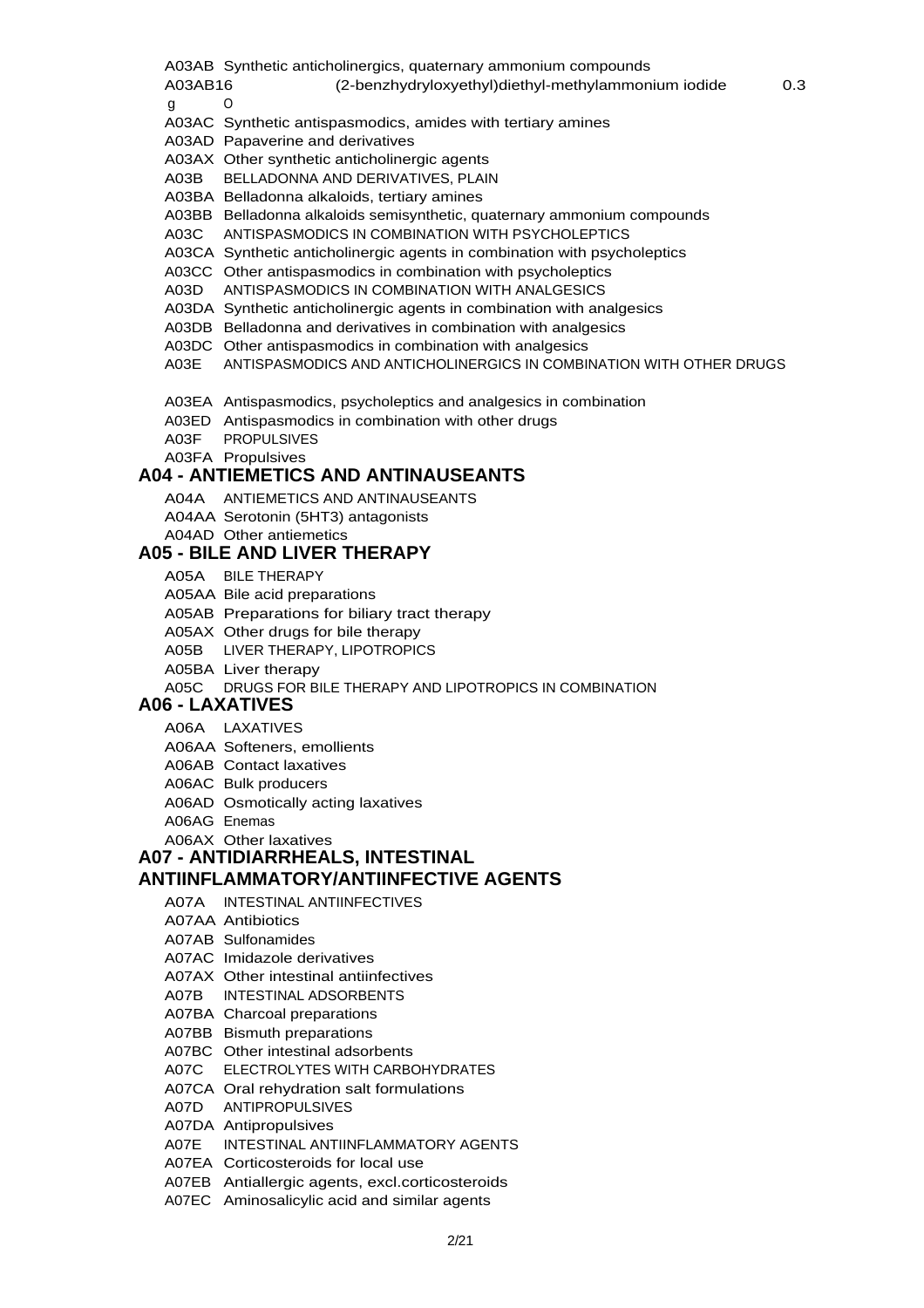A03AB Synthetic anticholinergics, quaternary ammonium compounds

A03AB16 (2-benzhydryloxyethyl)diethyl-methylammonium iodide 0.3 g O

A03AC Synthetic antispasmodics, amides with tertiary amines

A03AD Papaverine and derivatives

A03AX Other synthetic anticholinergic agents

A03B BELLADONNA AND DERIVATIVES, PLAIN

A03BA Belladonna alkaloids, tertiary amines

A03BB Belladonna alkaloids semisynthetic, quaternary ammonium compounds

A03C ANTISPASMODICS IN COMBINATION WITH PSYCHOLEPTICS

A03CA Synthetic anticholinergic agents in combination with psycholeptics

A03CC Other antispasmodics in combination with psycholeptics

A03D ANTISPASMODICS IN COMBINATION WITH ANALGESICS

A03DA Synthetic anticholinergic agents in combination with analgesics

A03DB Belladonna and derivatives in combination with analgesics

A03DC Other antispasmodics in combination with analgesics

A03E ANTISPASMODICS AND ANTICHOLINERGICS IN COMBINATION WITH OTHER DRUGS

A03EA Antispasmodics, psycholeptics and analgesics in combination

A03ED Antispasmodics in combination with other drugs

A03F PROPULSIVES

A03FA Propulsives

## A04 - ANTIEMETICS AND ANTINAUSEANTS

A04A ANTIEMETICS AND ANTINAUSEANTS

A04AA Serotonin (5HT3) antagonists

A04AD Other antiemetics

## A05 - BILE AND LIVER THERAPY

A05A BILE THERAPY

A05AA Bile acid preparations

A05AB Preparations for biliary tract therapy

A05AX Other drugs for bile therapy

A05B LIVER THERAPY, LIPOTROPICS

A05BA Liver therapy

A05C DRUGS FOR BILE THERAPY AND LIPOTROPICS IN COMBINATION

## A06 - LAXATIVES

A06A LAXATIVES

A06AA Softeners, emollients

A06AB Contact laxatives

A06AC Bulk producers

A06AD Osmotically acting laxatives

A06AG Enemas

A06AX Other laxatives

## A07 - ANTIDIARRHEALS, INTESTINAL ANTIINFLAMMATORY/ANTIINFECTIVE AGENTS

A07A INTESTINAL ANTIINFECTIVES

A07AA Antibiotics

A07AB Sulfonamides

A07AC Imidazole derivatives

A07AX Other intestinal antiinfectives

A07B INTESTINAL ADSORBENTS

A07BA Charcoal preparations

A07BB Bismuth preparations

A07BC Other intestinal adsorbents

A07C ELECTROLYTES WITH CARBOHYDRATES

A07CA Oral rehydration salt formulations

A07D ANTIPROPULSIVES

A07DA Antipropulsives

A07E INTESTINAL ANTIINFLAMMATORY AGENTS

A07EA Corticosteroids for local use

A07EB Antiallergic agents, excl.corticosteroids

A07EC Aminosalicylic acid and similar agents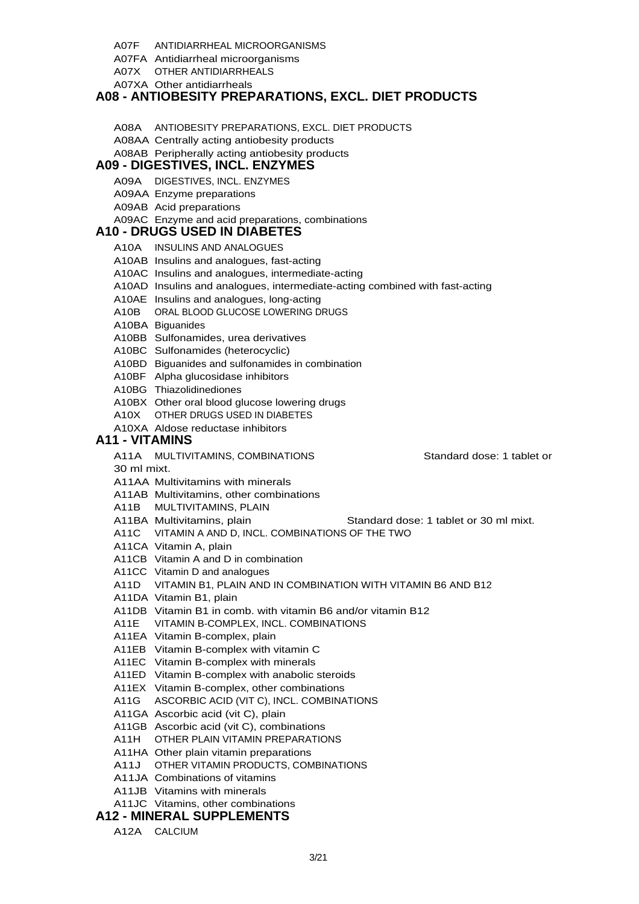A07F ANTIDIARRHEAL MICROORGANISMS

A07FA Antidiarrheal microorganisms

A07X OTHER ANTIDIARRHEALS

A07XA Other antidiarrheals

## A08 - ANTIOBESITY PREPARATIONS, EXCL. DIET PRODUCTS

A08A ANTIOBESITY PREPARATIONS, EXCL. DIET PRODUCTS

A08AA Centrally acting antiobesity products

A08AB Peripherally acting antiobesity products

## A09 - DIGESTIVES, INCL. ENZYMES

A09A DIGESTIVES, INCL. ENZYMES

A09AA Enzyme preparations

A09AB Acid preparations

A09AC Enzyme and acid preparations, combinations

## A10 - DRUGS USED IN DIABETES

A10A INSULINS AND ANALOGUES

A10AB Insulins and analogues, fast-acting

A10AC Insulins and analogues, intermediate-acting

A10AD Insulins and analogues, intermediate-acting combined with fast-acting

A10AE Insulins and analogues, long-acting

A10B ORAL BLOOD GLUCOSE LOWERING DRUGS

A10BA Biguanides

A10BB Sulfonamides, urea derivatives

A10BC Sulfonamides (heterocyclic)

A10BD Biguanides and sulfonamides in combination

A10BF Alpha glucosidase inhibitors

A10BG Thiazolidinediones

A10BX Other oral blood glucose lowering drugs

A10X OTHER DRUGS USED IN DIABETES

A10XA Aldose reductase inhibitors

## A11 - VITAMINS

A11A MULTIVITAMINS, COMBINATIONS Standard dose: 1 tablet or 30 ml mixt.

A11AA Multivitamins with minerals

A11AB Multivitamins, other combinations

A11B MULTIVITAMINS, PLAIN

A11BA Multivitamins, plain Standard dose: 1 tablet or 30 ml mixt.

A11C VITAMIN A AND D, INCL. COMBINATIONS OF THE TWO

A11CA Vitamin A, plain

A11CB Vitamin A and D in combination

A11CC Vitamin D and analogues

A11D VITAMIN B1, PLAIN AND IN COMBINATION WITH VITAMIN B6 AND B12

A11DA Vitamin B1, plain

A11DB Vitamin B1 in comb. with vitamin B6 and/or vitamin B12

A11E VITAMIN B-COMPLEX, INCL. COMBINATIONS

A11EA Vitamin B-complex, plain

A11EB Vitamin B-complex with vitamin C

A11EC Vitamin B-complex with minerals

A11ED Vitamin B-complex with anabolic steroids

A11EX Vitamin B-complex, other combinations

A11G ASCORBIC ACID (VIT C), INCL. COMBINATIONS

A11GA Ascorbic acid (vit C), plain

A11GB Ascorbic acid (vit C), combinations

A11H OTHER PLAIN VITAMIN PREPARATIONS

A11HA Other plain vitamin preparations

A11J OTHER VITAMIN PRODUCTS, COMBINATIONS

A11JA Combinations of vitamins

A11JB Vitamins with minerals

A11JC Vitamins, other combinations

## A12 - MINERAL SUPPLEMENTS

A12A CALCIUM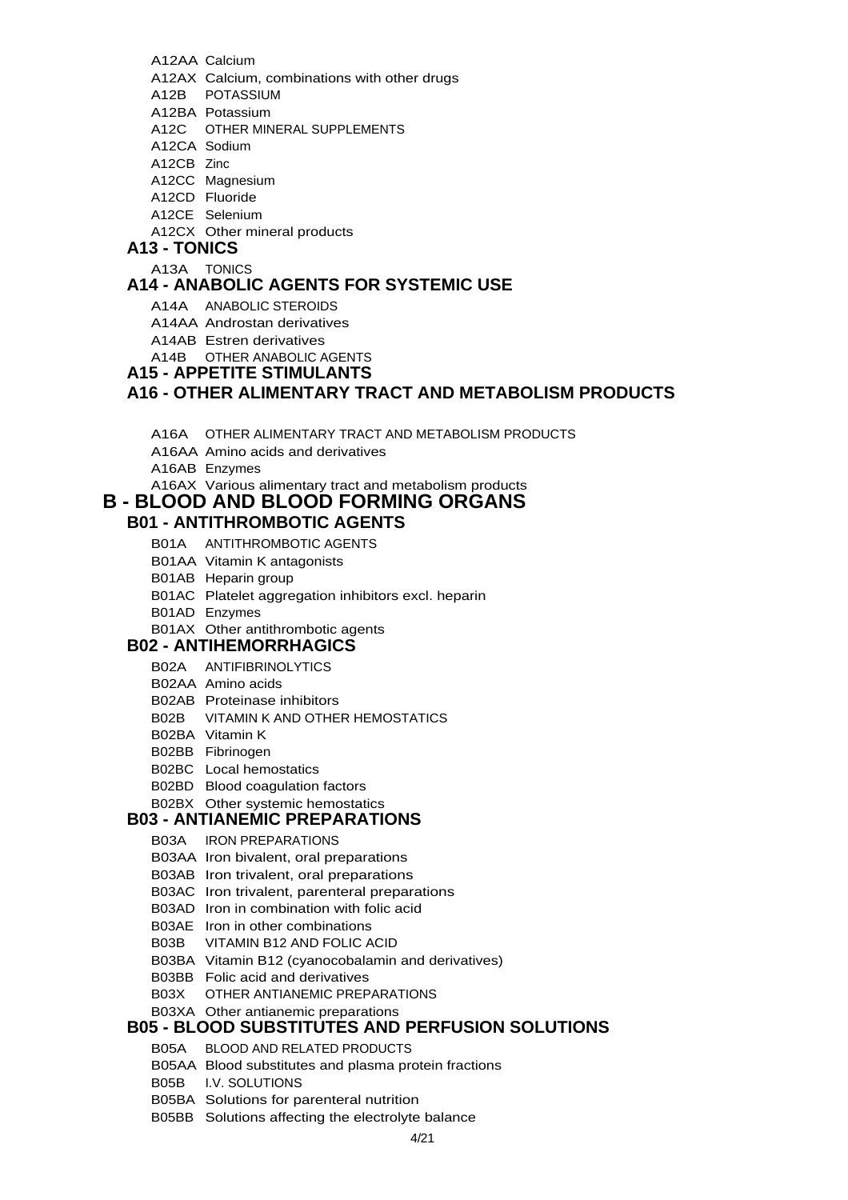A12AA Calcium

A12AX Calcium, combinations with other drugs

A12B POTASSIUM

A12BA Potassium

A12C OTHER MINERAL SUPPLEMENTS

A12CA Sodium

A12CB Zinc

A12CC Magnesium

A12CD Fluoride

A12CE Selenium

A12CX Other mineral products

### A13 - TONICS

A13A TONICS

### A14 - ANABOLIC AGENTS FOR SYSTEMIC USE

A14A ANABOLIC STEROIDS

A14AA Androstan derivatives

A14AB Estren derivatives

A14B OTHER ANABOLIC AGENTS

### A15 - APPETITE STIMULANTS

### A16 - OTHER ALIMENTARY TRACT AND METABOLISM PRODUCTS

A16A OTHER ALIMENTARY TRACT AND METABOLISM PRODUCTS

A16AA Amino acids and derivatives

A16AB Enzymes

A16AX Various alimentary tract and metabolism products

## B - BLOOD AND BLOOD FORMING ORGANS

### B01 - ANTITHROMBOTIC AGENTS

B01A ANTITHROMBOTIC AGENTS

B01AA Vitamin K antagonists

B01AB Heparin group

B01AC Platelet aggregation inhibitors excl. heparin

B01AD Enzymes

B01AX Other antithrombotic agents

### B02 - ANTIHEMORRHAGICS

B02A ANTIFIBRINOLYTICS

B02AA Amino acids

B02AB Proteinase inhibitors

B02B VITAMIN K AND OTHER HEMOSTATICS

B02BA Vitamin K

B02BB Fibrinogen

B02BC Local hemostatics

B02BD Blood coagulation factors

B02BX Other systemic hemostatics

### B03 - ANTIANEMIC PREPARATIONS

B03A IRON PREPARATIONS

B03AA Iron bivalent, oral preparations

B03AB Iron trivalent, oral preparations

B03AC Iron trivalent, parenteral preparations

B03AD Iron in combination with folic acid

B03AE Iron in other combinations

B03B VITAMIN B12 AND FOLIC ACID

B03BA Vitamin B12 (cyanocobalamin and derivatives)

B03BB Folic acid and derivatives

B03X OTHER ANTIANEMIC PREPARATIONS

B03XA Other antianemic preparations

### B05 - BLOOD SUBSTITUTES AND PERFUSION SOLUTIONS

B05A BLOOD AND RELATED PRODUCTS

B05AA Blood substitutes and plasma protein fractions

B05B I.V. SOLUTIONS

B05BA Solutions for parenteral nutrition

B05BB Solutions affecting the electrolyte balance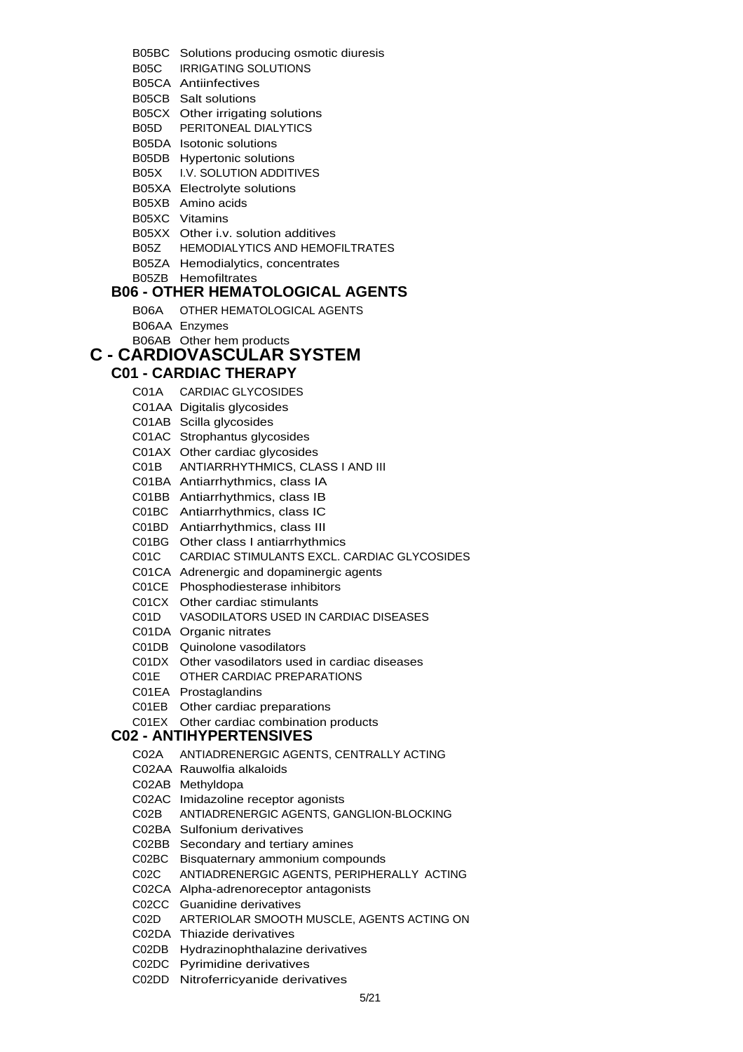B05BC Solutions producing osmotic diuresis

B05C IRRIGATING SOLUTIONS

B05CA Antiinfectives

B05CB Salt solutions

B05CX Other irrigating solutions

B05D PERITONEAL DIALYTICS

B05DA Isotonic solutions

B05DB Hypertonic solutions

B05X I.V. SOLUTION ADDITIVES

B05XA Electrolyte solutions

B05XB Amino acids

B05XC Vitamins

B05XX Other i.v. solution additives

B05Z HEMODIALYTICS AND HEMOFILTRATES

B05ZA Hemodialytics, concentrates

B05ZB Hemofiltrates

## B06 - OTHER HEMATOLOGICAL AGENTS

B06A OTHER HEMATOLOGICAL AGENTS

B06AA Enzymes

B06AB Other hem products

# C - CARDIOVASCULAR SYSTEM

## C01 - CARDIAC THERAPY

C01A CARDIAC GLYCOSIDES

C01AA Digitalis glycosides

C01AB Scilla glycosides

C01AC Strophantus glycosides

C01AX Other cardiac glycosides

C01B ANTIARRHYTHMICS, CLASS I AND III

C01BA Antiarrhythmics, class IA

C01BB Antiarrhythmics, class IB

C01BC Antiarrhythmics, class IC

C01BD Antiarrhythmics, class III

C01BG Other class I antiarrhythmics

C01C CARDIAC STIMULANTS EXCL. CARDIAC GLYCOSIDES

C01CA Adrenergic and dopaminergic agents

C01CE Phosphodiesterase inhibitors

C01CX Other cardiac stimulants

C01D VASODILATORS USED IN CARDIAC DISEASES

C01DA Organic nitrates

C01DB Quinolone vasodilators

C01DX Other vasodilators used in cardiac diseases

C01E OTHER CARDIAC PREPARATIONS

C01EA Prostaglandins

C01EB Other cardiac preparations

C01EX Other cardiac combination products

## C02 - ANTIHYPERTENSIVES

C02A ANTIADRENERGIC AGENTS, CENTRALLY ACTING

C02AA Rauwolfia alkaloids

C02AB Methyldopa

C02AC Imidazoline receptor agonists

C02B ANTIADRENERGIC AGENTS, GANGLION-BLOCKING

C02BA Sulfonium derivatives

C02BB Secondary and tertiary amines

C02BC Bisquaternary ammonium compounds

C02C ANTIADRENERGIC AGENTS, PERIPHERALLY ACTING

C02CA Alpha-adrenoreceptor antagonists

C02CC Guanidine derivatives

C02D ARTERIOLAR SMOOTH MUSCLE, AGENTS ACTING ON

C02DA Thiazide derivatives

C02DB Hydrazinophthalazine derivatives

C02DC Pyrimidine derivatives

C02DD Nitroferricyanide derivatives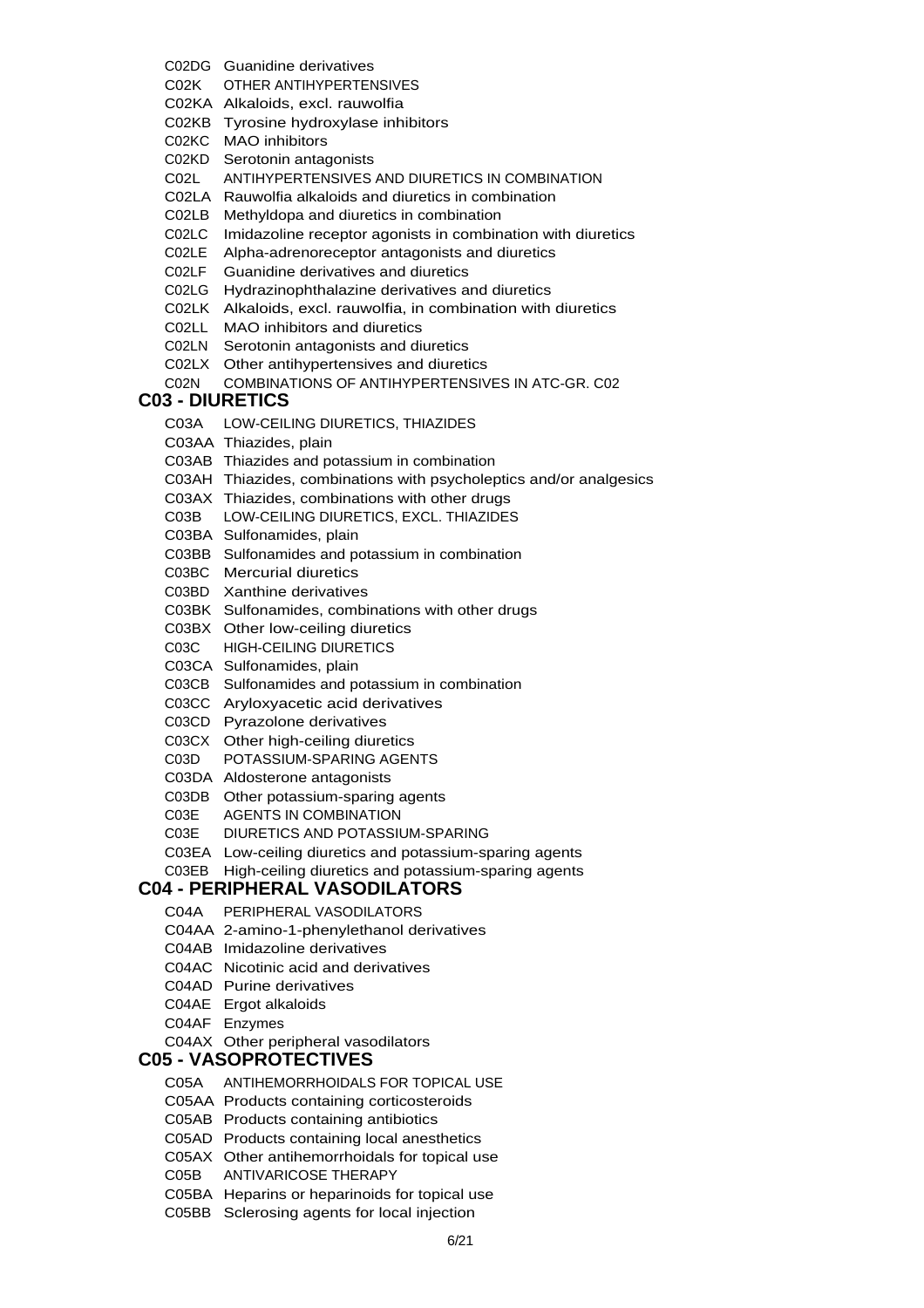C02DG Guanidine derivatives

C02K OTHER ANTIHYPERTENSIVES

C02KA Alkaloids, excl. rauwolfia

C02KB Tyrosine hydroxylase inhibitors

C02KC MAO inhibitors

C02KD Serotonin antagonists

C02L ANTIHYPERTENSIVES AND DIURETICS IN COMBINATION

C02LA Rauwolfia alkaloids and diuretics in combination

C02LB Methyldopa and diuretics in combination

C02LC Imidazoline receptor agonists in combination with diuretics

C02LE Alpha-adrenoreceptor antagonists and diuretics

C02LF Guanidine derivatives and diuretics

C02LG Hydrazinophthalazine derivatives and diuretics

C02LK Alkaloids, excl. rauwolfia, in combination with diuretics

C02LL MAO inhibitors and diuretics

C02LN Serotonin antagonists and diuretics

C02LX Other antihypertensives and diuretics

C02N COMBINATIONS OF ANTIHYPERTENSIVES IN ATC-GR. C02

## C03 - DIURETICS

C03A LOW-CEILING DIURETICS, THIAZIDES

C03AA Thiazides, plain

C03AB Thiazides and potassium in combination

C03AH Thiazides, combinations with psycholeptics and/or analgesics

C03AX Thiazides, combinations with other drugs

C03B LOW-CEILING DIURETICS, EXCL. THIAZIDES

C03BA Sulfonamides, plain

C03BB Sulfonamides and potassium in combination

C03BC Mercurial diuretics

C03BD Xanthine derivatives

C03BK Sulfonamides, combinations with other drugs

C03BX Other low-ceiling diuretics

C03C HIGH-CEILING DIURETICS

C03CA Sulfonamides, plain

C03CB Sulfonamides and potassium in combination

C03CC Aryloxyacetic acid derivatives

C03CD Pyrazolone derivatives

C03CX Other high-ceiling diuretics

C03D POTASSIUM-SPARING AGENTS

C03DA Aldosterone antagonists

C03DB Other potassium-sparing agents

C03E AGENTS IN COMBINATION

C03E DIURETICS AND POTASSIUM-SPARING

C03EA Low-ceiling diuretics and potassium-sparing agents

C03EB High-ceiling diuretics and potassium-sparing agents

## C04 - PERIPHERAL VASODILATORS

C04A PERIPHERAL VASODILATORS

C04AA 2-amino-1-phenylethanol derivatives

C04AB Imidazoline derivatives

C04AC Nicotinic acid and derivatives

C04AD Purine derivatives

C04AE Ergot alkaloids

C04AF Enzymes

C04AX Other peripheral vasodilators

## C05 - VASOPROTECTIVES

C05A ANTIHEMORRHOIDALS FOR TOPICAL USE

C05AA Products containing corticosteroids

C05AB Products containing antibiotics

C05AD Products containing local anesthetics

C05AX Other antihemorrhoidals for topical use

C05B ANTIVARICOSE THERAPY

C05BA Heparins or heparinoids for topical use

C05BB Sclerosing agents for local injection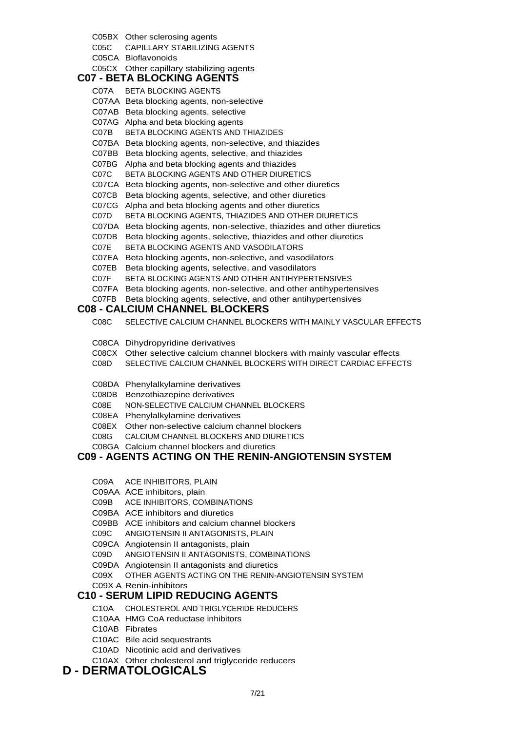C05BX Other sclerosing agents

C05C CAPILLARY STABILIZING AGENTS

C05CA Bioflavonoids

C05CX Other capillary stabilizing agents

## C07 - BETA BLOCKING AGENTS

C07A BETA BLOCKING AGENTS

C07AA Beta blocking agents, non-selective

C07AB Beta blocking agents, selective

C07AG Alpha and beta blocking agents

C07B BETA BLOCKING AGENTS AND THIAZIDES

C07BA Beta blocking agents, non-selective, and thiazides

C07BB Beta blocking agents, selective, and thiazides

C07BG Alpha and beta blocking agents and thiazides

C07C BETA BLOCKING AGENTS AND OTHER DIURETICS

C07CA Beta blocking agents, non-selective and other diuretics

C07CB Beta blocking agents, selective, and other diuretics

C07CG Alpha and beta blocking agents and other diuretics

C07D BETA BLOCKING AGENTS, THIAZIDES AND OTHER DIURETICS

C07DA Beta blocking agents, non-selective, thiazides and other diuretics

C07DB Beta blocking agents, selective, thiazides and other diuretics

C07E BETA BLOCKING AGENTS AND VASODILATORS

C07EA Beta blocking agents, non-selective, and vasodilators

C07EB Beta blocking agents, selective, and vasodilators

C07F BETA BLOCKING AGENTS AND OTHER ANTIHYPERTENSIVES

C07FA Beta blocking agents, non-selective, and other antihypertensives

C07FB Beta blocking agents, selective, and other antihypertensives

## C08 - CALCIUM CHANNEL BLOCKERS

C08C SELECTIVE CALCIUM CHANNEL BLOCKERS WITH MAINLY VASCULAR EFFECTS

C08CA Dihydropyridine derivatives

C08CX Other selective calcium channel blockers with mainly vascular effects

C08D SELECTIVE CALCIUM CHANNEL BLOCKERS WITH DIRECT CARDIAC EFFECTS

C08DA Phenylalkylamine derivatives

C08DB Benzothiazepine derivatives

C08E NON-SELECTIVE CALCIUM CHANNEL BLOCKERS

C08EA Phenylalkylamine derivatives

C08EX Other non-selective calcium channel blockers

C08G CALCIUM CHANNEL BLOCKERS AND DIURETICS

C08GA Calcium channel blockers and diuretics

## C09 - AGENTS ACTING ON THE RENIN-ANGIOTENSIN SYSTEM

C09A ACE INHIBITORS, PLAIN

C09AA ACE inhibitors, plain

C09B ACE INHIBITORS, COMBINATIONS

C09BA ACE inhibitors and diuretics

C09BB ACE inhibitors and calcium channel blockers

C09C ANGIOTENSIN II ANTAGONISTS, PLAIN

C09CA Angiotensin II antagonists, plain

C09D ANGIOTENSIN II ANTAGONISTS, COMBINATIONS

C09DA Angiotensin II antagonists and diuretics

C09X OTHER AGENTS ACTING ON THE RENIN-ANGIOTENSIN SYSTEM

C09X A Renin-inhibitors

## C10 - SERUM LIPID REDUCING AGENTS

C10A CHOLESTEROL AND TRIGLYCERIDE REDUCERS

C10AA HMG CoA reductase inhibitors

C10AB Fibrates

C10AC Bile acid sequestrants

C10AD Nicotinic acid and derivatives

C10AX Other cholesterol and triglyceride reducers

# D - DERMATOLOGICALS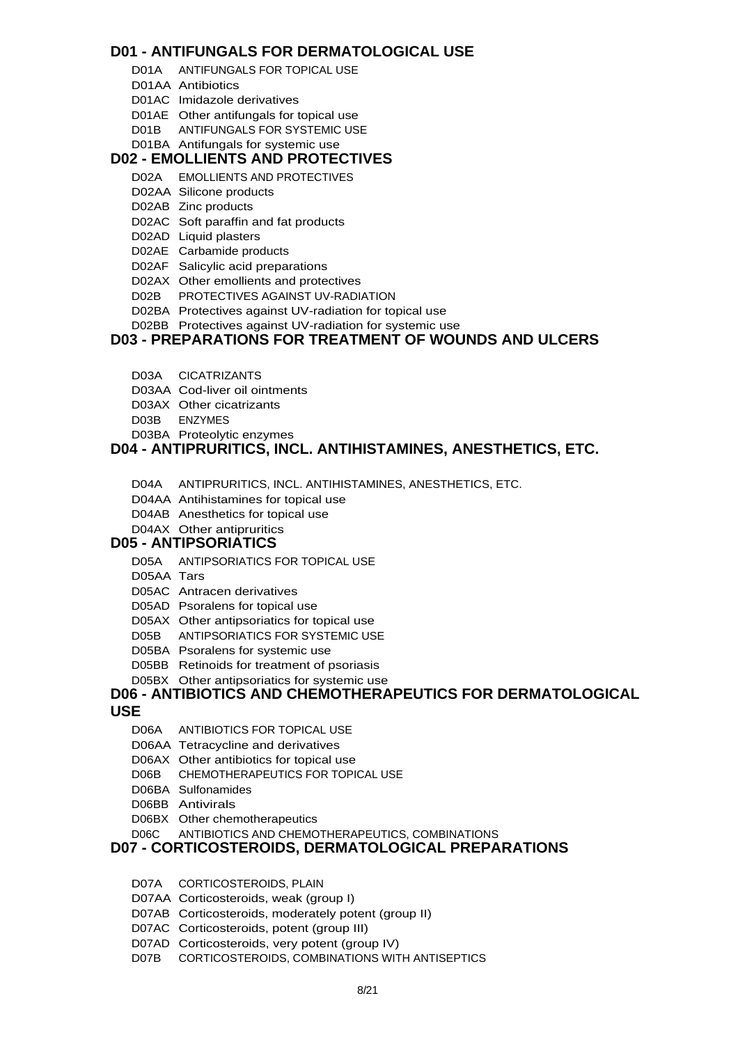## D01 - ANTIFUNGALS FOR DERMATOLOGICAL USE

- D01A ANTIFUNGALS FOR TOPICAL USE
- D01AA Antibiotics
- D01AC Imidazole derivatives
- D01AE Other antifungals for topical use
- D01B ANTIFUNGALS FOR SYSTEMIC USE
- D01BA Antifungals for systemic use

## D02 - EMOLLIENTS AND PROTECTIVES

- D02A EMOLLIENTS AND PROTECTIVES
- D02AA Silicone products
- D02AB Zinc products
- D02AC Soft paraffin and fat products
- D02AD Liquid plasters
- D02AE Carbamide products
- D02AF Salicylic acid preparations
- D02AX Other emollients and protectives
- D02B PROTECTIVES AGAINST UV-RADIATION
- D02BA Protectives against UV-radiation for topical use
- D02BB Protectives against UV-radiation for systemic use

## D03 - PREPARATIONS FOR TREATMENT OF WOUNDS AND ULCERS

- D03A CICATRIZANTS
- D03AA Cod-liver oil ointments
- D03AX Other cicatrizants
- D03B ENZYMES
- D03BA Proteolytic enzymes

## D04 - ANTIPRURITICS, INCL. ANTIHISTAMINES, ANESTHETICS, ETC.

- D04A ANTIPRURITICS, INCL. ANTIHISTAMINES, ANESTHETICS, ETC.
- D04AA Antihistamines for topical use
- D04AB Anesthetics for topical use
- D04AX Other antipruritics

## D05 - ANTIPSORIATICS

- D05A ANTIPSORIATICS FOR TOPICAL USE
- D05AA Tars
- D05AC Antracen derivatives
- D05AD Psoralens for topical use
- D05AX Other antipsoriatics for topical use
- D05B ANTIPSORIATICS FOR SYSTEMIC USE
- D05BA Psoralens for systemic use
- D05BB Retinoids for treatment of psoriasis
- D05BX Other antipsoriatics for systemic use

## D06 - ANTIBIOTICS AND CHEMOTHERAPEUTICS FOR DERMATOLOGICAL USE

- D06A ANTIBIOTICS FOR TOPICAL USE
- D06AA Tetracycline and derivatives
- D06AX Other antibiotics for topical use
- D06B CHEMOTHERAPEUTICS FOR TOPICAL USE
- D06BA Sulfonamides
- D06BB Antivirals
- D06BX Other chemotherapeutics
- D06C ANTIBIOTICS AND CHEMOTHERAPEUTICS, COMBINATIONS

## D07 - CORTICOSTEROIDS, DERMATOLOGICAL PREPARATIONS

- D07A CORTICOSTEROIDS, PLAIN
- D07AA Corticosteroids, weak (group I)
- D07AB Corticosteroids, moderately potent (group II)
- D07AC Corticosteroids, potent (group III)
- D07AD Corticosteroids, very potent (group IV)
- D07B CORTICOSTEROIDS, COMBINATIONS WITH ANTISEPTICS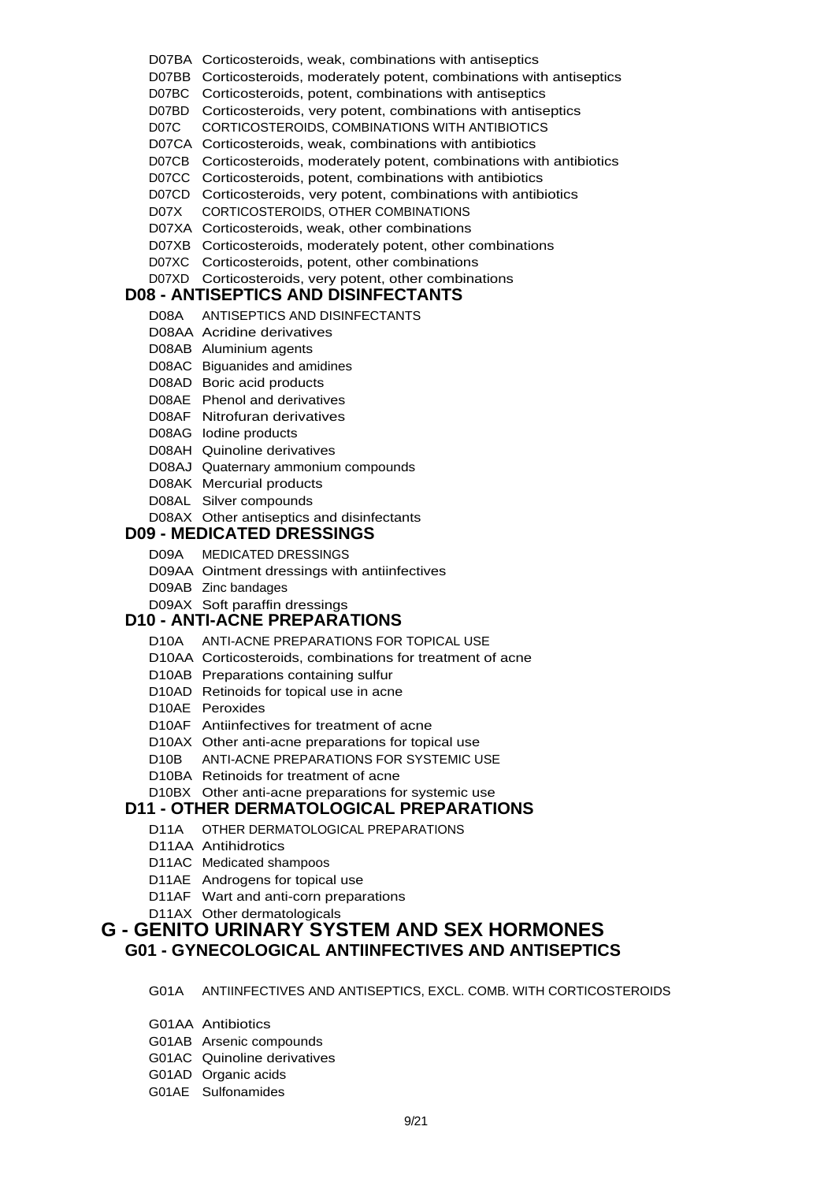D07BA Corticosteroids, weak, combinations with antiseptics
D07BB Corticosteroids, moderately potent, combinations with antiseptics
D07BC Corticosteroids, potent, combinations with antiseptics
D07BD Corticosteroids, very potent, combinations with antiseptics
D07C CORTICOSTEROIDS, COMBINATIONS WITH ANTIBIOTICS
D07CA Corticosteroids, weak, combinations with antibiotics
D07CB Corticosteroids, moderately potent, combinations with antibiotics
D07CC Corticosteroids, potent, combinations with antibiotics
D07CD Corticosteroids, very potent, combinations with antibiotics
D07X CORTICOSTEROIDS, OTHER COMBINATIONS
D07XA Corticosteroids, weak, other combinations
D07XB Corticosteroids, moderately potent, other combinations
D07XC Corticosteroids, potent, other combinations
D07XD Corticosteroids, very potent, other combinations

### D08 - ANTISEPTICS AND DISINFECTANTS

D08A ANTISEPTICS AND DISINFECTANTS
D08AA Acridine derivatives
D08AB Aluminium agents
D08AC Biguanides and amidines
D08AD Boric acid products
D08AE Phenol and derivatives
D08AF Nitrofuran derivatives
D08AG Iodine products
D08AH Quinoline derivatives
D08AJ Quaternary ammonium compounds
D08AK Mercurial products
D08AL Silver compounds
D08AX Other antiseptics and disinfectants

### D09 - MEDICATED DRESSINGS

D09A MEDICATED DRESSINGS
D09AA Ointment dressings with antiinfectives
D09AB Zinc bandages
D09AX Soft paraffin dressings

### D10 - ANTI-ACNE PREPARATIONS

D10A ANTI-ACNE PREPARATIONS FOR TOPICAL USE
D10AA Corticosteroids, combinations for treatment of acne
D10AB Preparations containing sulfur
D10AD Retinoids for topical use in acne
D10AE Peroxides
D10AF Antiinfectives for treatment of acne
D10AX Other anti-acne preparations for topical use
D10B ANTI-ACNE PREPARATIONS FOR SYSTEMIC USE
D10BA Retinoids for treatment of acne
D10BX Other anti-acne preparations for systemic use

### D11 - OTHER DERMATOLOGICAL PREPARATIONS

D11A OTHER DERMATOLOGICAL PREPARATIONS
D11AA Antihidrotics
D11AC Medicated shampoos
D11AE Androgens for topical use
D11AF Wart and anti-corn preparations
D11AX Other dermatologicals

## G - GENITO URINARY SYSTEM AND SEX HORMONES

### G01 - GYNECOLOGICAL ANTIINFECTIVES AND ANTISEPTICS

G01A ANTIINFECTIVES AND ANTISEPTICS, EXCL. COMB. WITH CORTICOSTEROIDS

G01AA Antibiotics
G01AB Arsenic compounds
G01AC Quinoline derivatives
G01AD Organic acids
G01AE Sulfonamides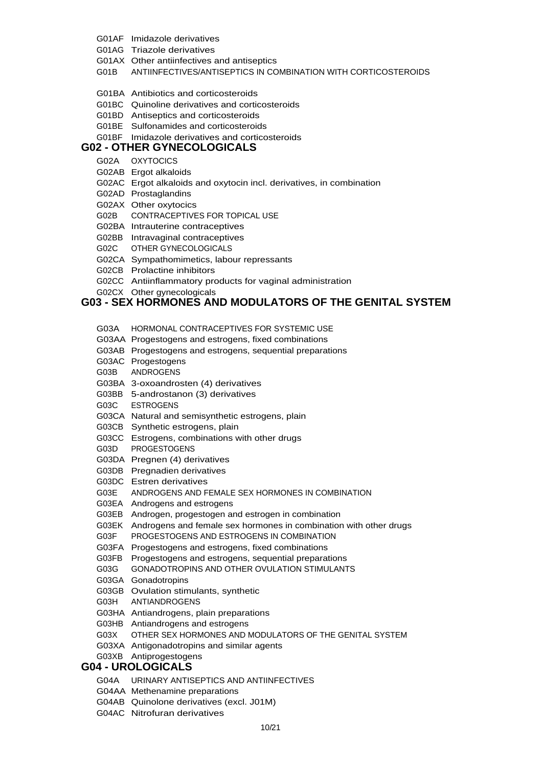G01AF Imidazole derivatives

G01AG Triazole derivatives

G01AX Other antiinfectives and antiseptics

G01B ANTIINFECTIVES/ANTISEPTICS IN COMBINATION WITH CORTICOSTEROIDS

G01BA Antibiotics and corticosteroids

G01BC Quinoline derivatives and corticosteroids

G01BD Antiseptics and corticosteroids

G01BE Sulfonamides and corticosteroids

G01BF Imidazole derivatives and corticosteroids

## G02 - OTHER GYNECOLOGICALS

G02A OXYTOCICS

G02AB Ergot alkaloids

G02AC Ergot alkaloids and oxytocin incl. derivatives, in combination

G02AD Prostaglandins

G02AX Other oxytocics

G02B CONTRACEPTIVES FOR TOPICAL USE

G02BA Intrauterine contraceptives

G02BB Intravaginal contraceptives

G02C OTHER GYNECOLOGICALS

G02CA Sympathomimetics, labour repressants

G02CB Prolactine inhibitors

G02CC Antiinflammatory products for vaginal administration

G02CX Other gynecologicals

## G03 - SEX HORMONES AND MODULATORS OF THE GENITAL SYSTEM

G03A HORMONAL CONTRACEPTIVES FOR SYSTEMIC USE

G03AA Progestogens and estrogens, fixed combinations

G03AB Progestogens and estrogens, sequential preparations

G03AC Progestogens

G03B ANDROGENS

G03BA 3-oxoandrosten (4) derivatives

G03BB 5-androstanon (3) derivatives

G03C ESTROGENS

G03CA Natural and semisynthetic estrogens, plain

G03CB Synthetic estrogens, plain

G03CC Estrogens, combinations with other drugs

G03D PROGESTOGENS

G03DA Pregnen (4) derivatives

G03DB Pregnadien derivatives

G03DC Estren derivatives

G03E ANDROGENS AND FEMALE SEX HORMONES IN COMBINATION

G03EA Androgens and estrogens

G03EB Androgen, progestogen and estrogen in combination

G03EK Androgens and female sex hormones in combination with other drugs

G03F PROGESTOGENS AND ESTROGENS IN COMBINATION

G03FA Progestogens and estrogens, fixed combinations

G03FB Progestogens and estrogens, sequential preparations

G03G GONADOTROPINS AND OTHER OVULATION STIMULANTS

G03GA Gonadotropins

G03GB Ovulation stimulants, synthetic

G03H ANTIANDROGENS

G03HA Antiandrogens, plain preparations

G03HB Antiandrogens and estrogens

G03X OTHER SEX HORMONES AND MODULATORS OF THE GENITAL SYSTEM

G03XA Antigonadotropins and similar agents

G03XB Antiprogestogens

## G04 - UROLOGICALS

G04A URINARY ANTISEPTICS AND ANTIINFECTIVES

G04AA Methenamine preparations

G04AB Quinolone derivatives (excl. J01M)

G04AC Nitrofuran derivatives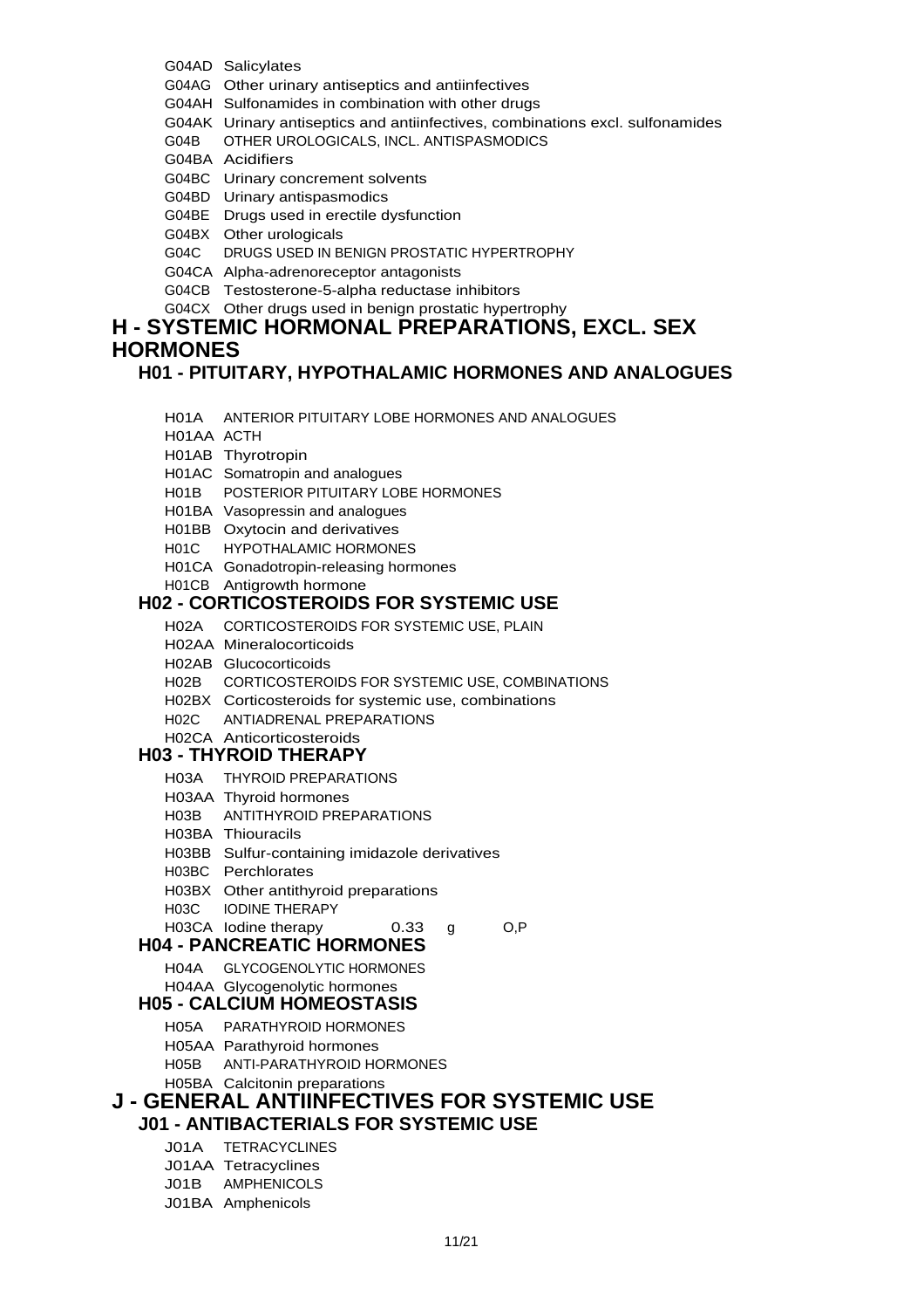G04AD Salicylates
G04AG Other urinary antiseptics and antiinfectives
G04AH Sulfonamides in combination with other drugs
G04AK Urinary antiseptics and antiinfectives, combinations excl. sulfonamides
G04B OTHER UROLOGICALS, INCL. ANTISPASMODICS
G04BA Acidifiers
G04BC Urinary concrement solvents
G04BD Urinary antispasmodics
G04BE Drugs used in erectile dysfunction
G04BX Other urologicals
G04C DRUGS USED IN BENIGN PROSTATIC HYPERTROPHY
G04CA Alpha-adrenoreceptor antagonists
G04CB Testosterone-5-alpha reductase inhibitors
G04CX Other drugs used in benign prostatic hypertrophy

# H - SYSTEMIC HORMONAL PREPARATIONS, EXCL. SEX HORMONES

## H01 - PITUITARY, HYPOTHALAMIC HORMONES AND ANALOGUES

H01A ANTERIOR PITUITARY LOBE HORMONES AND ANALOGUES
H01AA ACTH
H01AB Thyrotropin
H01AC Somatropin and analogues
H01B POSTERIOR PITUITARY LOBE HORMONES
H01BA Vasopressin and analogues
H01BB Oxytocin and derivatives
H01C HYPOTHALAMIC HORMONES
H01CA Gonadotropin-releasing hormones
H01CB Antigrowth hormone

## H02 - CORTICOSTEROIDS FOR SYSTEMIC USE

H02A CORTICOSTEROIDS FOR SYSTEMIC USE, PLAIN
H02AA Mineralocorticoids
H02AB Glucocorticoids
H02B CORTICOSTEROIDS FOR SYSTEMIC USE, COMBINATIONS
H02BX Corticosteroids for systemic use, combinations
H02C ANTIADRENAL PREPARATIONS
H02CA Anticorticosteroids

## H03 - THYROID THERAPY

H03A THYROID PREPARATIONS
H03AA Thyroid hormones
H03B ANTITHYROID PREPARATIONS
H03BA Thiouracils
H03BB Sulfur-containing imidazole derivatives
H03BC Perchlorates
H03BX Other antithyroid preparations
H03C IODINE THERAPY
H03CA Iodine therapy 0.33 g O,P

## H04 - PANCREATIC HORMONES

H04A GLYCOGENOLYTIC HORMONES
H04AA Glycogenolytic hormones

## H05 - CALCIUM HOMEOSTASIS

H05A PARATHYROID HORMONES
H05AA Parathyroid hormones
H05B ANTI-PARATHYROID HORMONES
H05BA Calcitonin preparations

# J - GENERAL ANTIINFECTIVES FOR SYSTEMIC USE

## J01 - ANTIBACTERIALS FOR SYSTEMIC USE

J01A TETRACYCLINES
J01AA Tetracyclines
J01B AMPHENICOLS
J01BA Amphenicols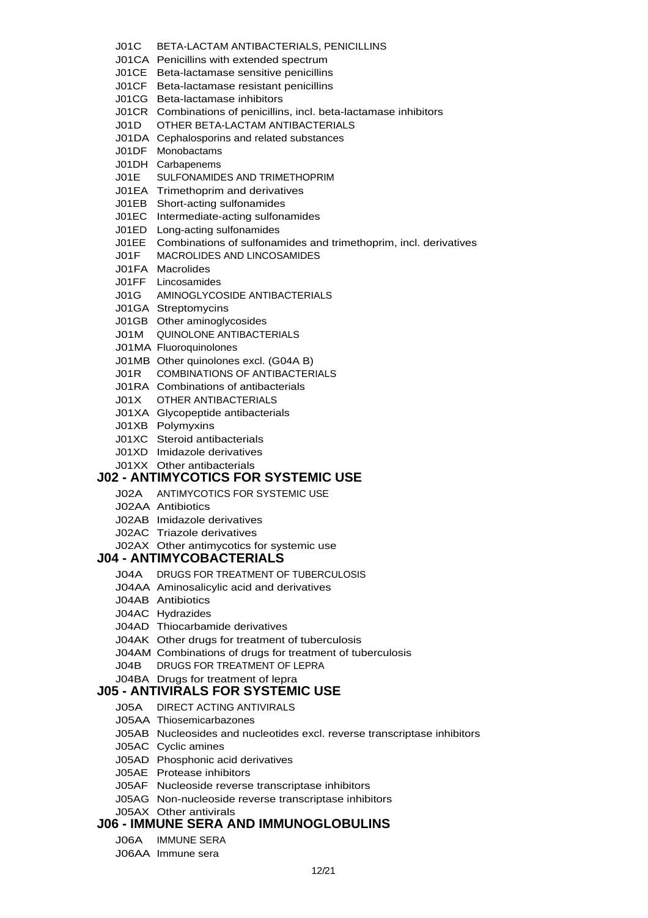J01C BETA-LACTAM ANTIBACTERIALS, PENICILLINS
J01CA Penicillins with extended spectrum
J01CE Beta-lactamase sensitive penicillins
J01CF Beta-lactamase resistant penicillins
J01CG Beta-lactamase inhibitors
J01CR Combinations of penicillins, incl. beta-lactamase inhibitors
J01D OTHER BETA-LACTAM ANTIBACTERIALS
J01DA Cephalosporins and related substances
J01DF Monobactams
J01DH Carbapenems
J01E SULFONAMIDES AND TRIMETHOPRIM
J01EA Trimethoprim and derivatives
J01EB Short-acting sulfonamides
J01EC Intermediate-acting sulfonamides
J01ED Long-acting sulfonamides
J01EE Combinations of sulfonamides and trimethoprim, incl. derivatives
J01F MACROLIDES AND LINCOSAMIDES
J01FA Macrolides
J01FF Lincosamides
J01G AMINOGLYCOSIDE ANTIBACTERIALS
J01GA Streptomycins
J01GB Other aminoglycosides
J01M QUINOLONE ANTIBACTERIALS
J01MA Fluoroquinolones
J01MB Other quinolones excl. (G04A B)
J01R COMBINATIONS OF ANTIBACTERIALS
J01RA Combinations of antibacterials
J01X OTHER ANTIBACTERIALS
J01XA Glycopeptide antibacterials
J01XB Polymyxins
J01XC Steroid antibacterials
J01XD Imidazole derivatives
J01XX Other antibacterials

## J02 - ANTIMYCOTICS FOR SYSTEMIC USE

J02A ANTIMYCOTICS FOR SYSTEMIC USE
J02AA Antibiotics
J02AB Imidazole derivatives
J02AC Triazole derivatives
J02AX Other antimycotics for systemic use

## J04 - ANTIMYCOBACTERIALS

J04A DRUGS FOR TREATMENT OF TUBERCULOSIS
J04AA Aminosalicylic acid and derivatives
J04AB Antibiotics
J04AC Hydrazides
J04AD Thiocarbamide derivatives
J04AK Other drugs for treatment of tuberculosis
J04AM Combinations of drugs for treatment of tuberculosis
J04B DRUGS FOR TREATMENT OF LEPRA
J04BA Drugs for treatment of lepra

## J05 - ANTIVIRALS FOR SYSTEMIC USE

J05A DIRECT ACTING ANTIVIRALS
J05AA Thiosemicarbazones
J05AB Nucleosides and nucleotides excl. reverse transcriptase inhibitors
J05AC Cyclic amines
J05AD Phosphonic acid derivatives
J05AE Protease inhibitors
J05AF Nucleoside reverse transcriptase inhibitors
J05AG Non-nucleoside reverse transcriptase inhibitors
J05AX Other antivirals

## J06 - IMMUNE SERA AND IMMUNOGLOBULINS

J06A IMMUNE SERA
J06AA Immune sera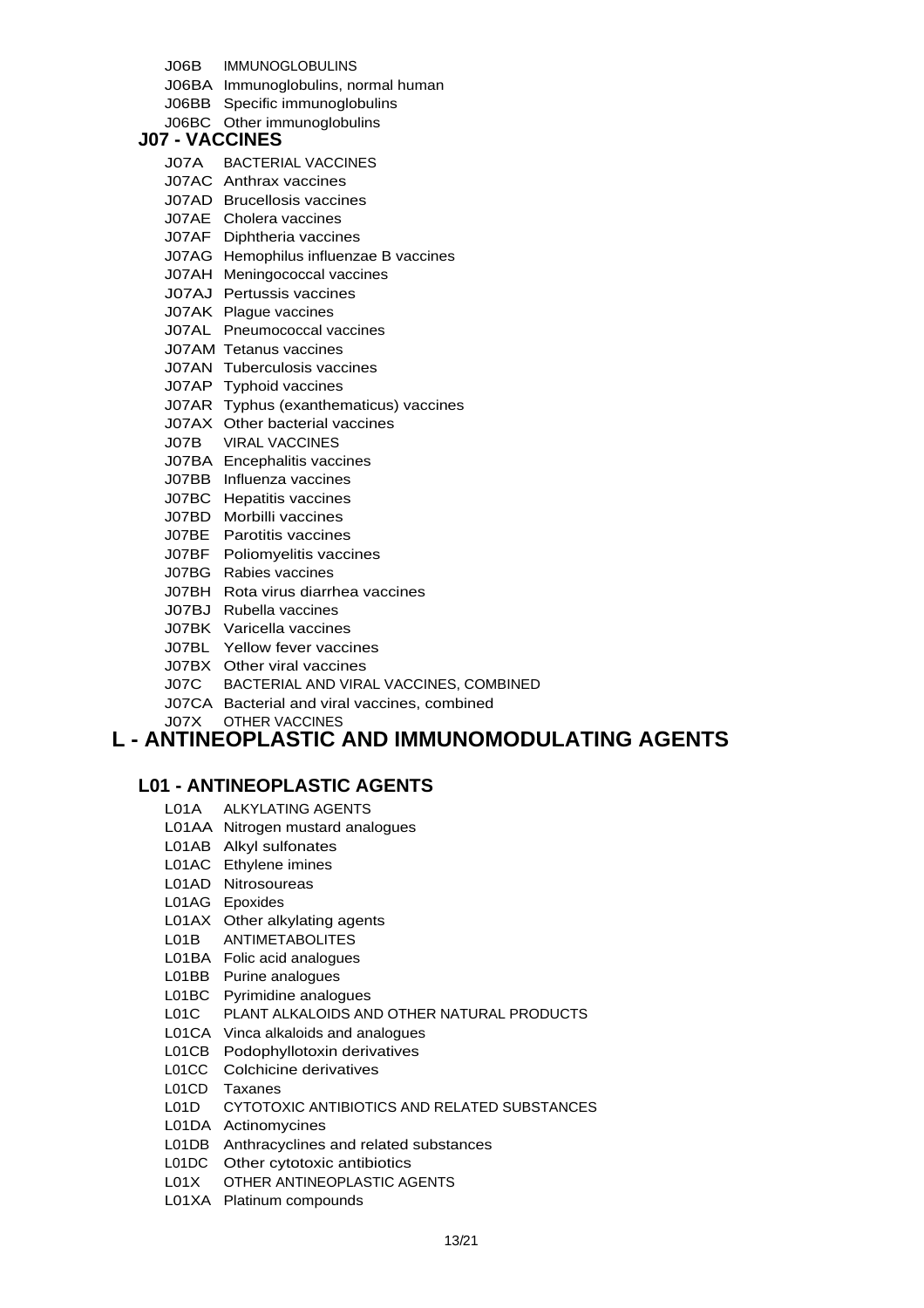J06B IMMUNOGLOBULINS
J06BA Immunoglobulins, normal human
J06BB Specific immunoglobulins
J06BC Other immunoglobulins

### J07 - VACCINES

J07A BACTERIAL VACCINES
J07AC Anthrax vaccines
J07AD Brucellosis vaccines
J07AE Cholera vaccines
J07AF Diphtheria vaccines
J07AG Hemophilus influenzae B vaccines
J07AH Meningococcal vaccines
J07AJ Pertussis vaccines
J07AK Plague vaccines
J07AL Pneumococcal vaccines
J07AM Tetanus vaccines
J07AN Tuberculosis vaccines
J07AP Typhoid vaccines
J07AR Typhus (exanthematicus) vaccines
J07AX Other bacterial vaccines
J07B VIRAL VACCINES
J07BA Encephalitis vaccines
J07BB Influenza vaccines
J07BC Hepatitis vaccines
J07BD Morbilli vaccines
J07BE Parotitis vaccines
J07BF Poliomyelitis vaccines
J07BG Rabies vaccines
J07BH Rota virus diarrhea vaccines
J07BJ Rubella vaccines
J07BK Varicella vaccines
J07BL Yellow fever vaccines
J07BX Other viral vaccines
J07C BACTERIAL AND VIRAL VACCINES, COMBINED
J07CA Bacterial and viral vaccines, combined
J07X OTHER VACCINES

## L - ANTINEOPLASTIC AND IMMUNOMODULATING AGENTS

### L01 - ANTINEOPLASTIC AGENTS

L01A ALKYLATING AGENTS
L01AA Nitrogen mustard analogues
L01AB Alkyl sulfonates
L01AC Ethylene imines
L01AD Nitrosoureas
L01AG Epoxides
L01AX Other alkylating agents
L01B ANTIMETABOLITES
L01BA Folic acid analogues
L01BB Purine analogues
L01BC Pyrimidine analogues
L01C PLANT ALKALOIDS AND OTHER NATURAL PRODUCTS
L01CA Vinca alkaloids and analogues
L01CB Podophyllotoxin derivatives
L01CC Colchicine derivatives
L01CD Taxanes
L01D CYTOTOXIC ANTIBIOTICS AND RELATED SUBSTANCES
L01DA Actinomycines
L01DB Anthracyclines and related substances
L01DC Other cytotoxic antibiotics
L01X OTHER ANTINEOPLASTIC AGENTS
L01XA Platinum compounds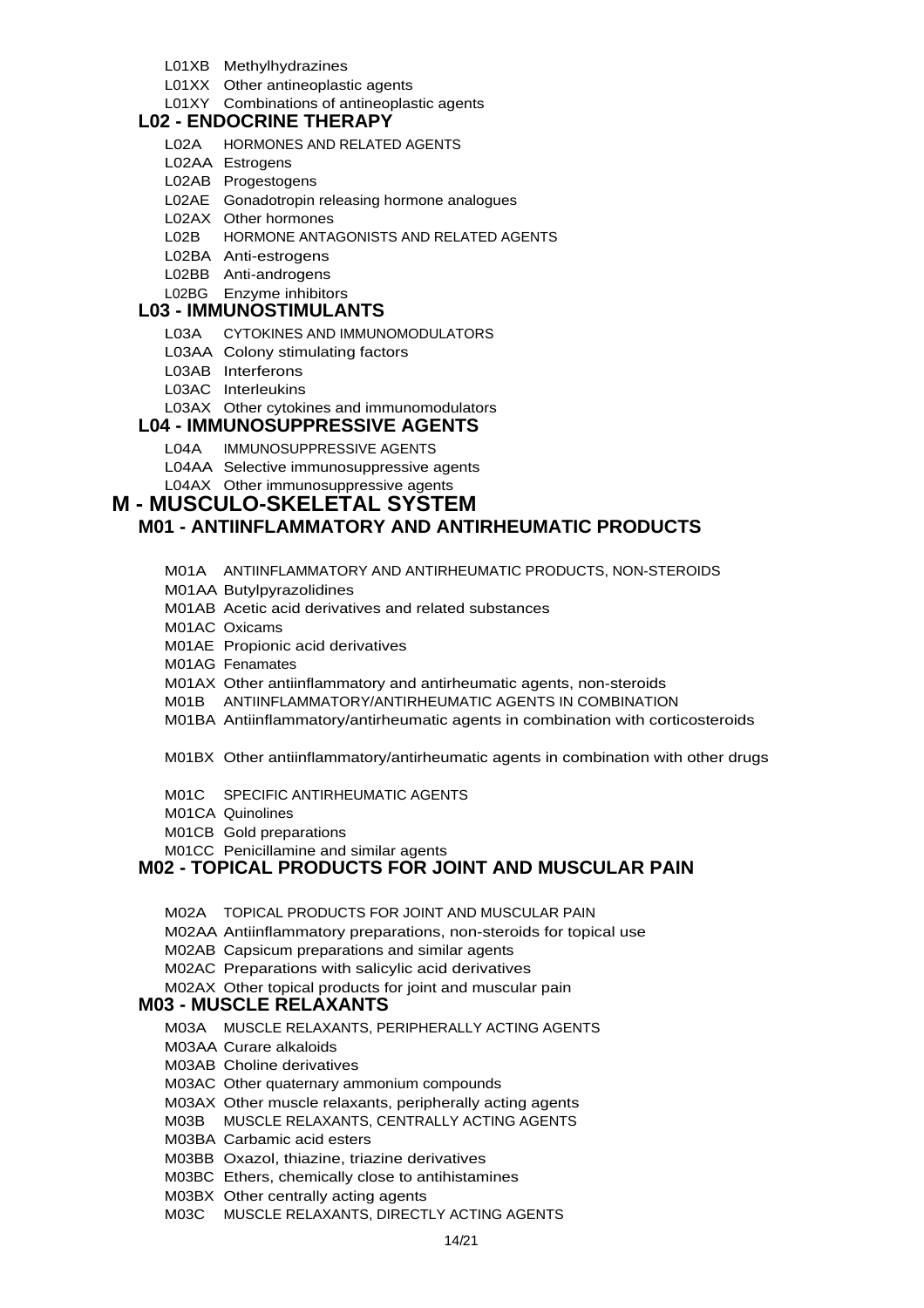L01XB Methylhydrazines

L01XX Other antineoplastic agents

L01XY Combinations of antineoplastic agents

### L02 - ENDOCRINE THERAPY

L02A HORMONES AND RELATED AGENTS

L02AA Estrogens

L02AB Progestogens

L02AE Gonadotropin releasing hormone analogues

L02AX Other hormones

L02B HORMONE ANTAGONISTS AND RELATED AGENTS

L02BA Anti-estrogens

L02BB Anti-androgens

L02BG Enzyme inhibitors

### L03 - IMMUNOSTIMULANTS

L03A CYTOKINES AND IMMUNOMODULATORS

L03AA Colony stimulating factors

L03AB Interferons

L03AC Interleukins

L03AX Other cytokines and immunomodulators

### L04 - IMMUNOSUPPRESSIVE AGENTS

L04A IMMUNOSUPPRESSIVE AGENTS

L04AA Selective immunosuppressive agents

L04AX Other immunosuppressive agents

## M - MUSCULO-SKELETAL SYSTEM

### M01 - ANTIINFLAMMATORY AND ANTIRHEUMATIC PRODUCTS

M01A ANTIINFLAMMATORY AND ANTIRHEUMATIC PRODUCTS, NON-STEROIDS

M01AA Butylpyrazolidines

M01AB Acetic acid derivatives and related substances

M01AC Oxicams

M01AE Propionic acid derivatives

M01AG Fenamates

M01AX Other antiinflammatory and antirheumatic agents, non-steroids

M01B ANTIINFLAMMATORY/ANTIRHEUMATIC AGENTS IN COMBINATION

M01BA Antiinflammatory/antirheumatic agents in combination with corticosteroids

M01BX Other antiinflammatory/antirheumatic agents in combination with other drugs

M01C SPECIFIC ANTIRHEUMATIC AGENTS

M01CA Quinolines

M01CB Gold preparations

M01CC Penicillamine and similar agents

### M02 - TOPICAL PRODUCTS FOR JOINT AND MUSCULAR PAIN

M02A TOPICAL PRODUCTS FOR JOINT AND MUSCULAR PAIN

M02AA Antiinflammatory preparations, non-steroids for topical use

M02AB Capsicum preparations and similar agents

M02AC Preparations with salicylic acid derivatives

M02AX Other topical products for joint and muscular pain

### M03 - MUSCLE RELAXANTS

M03A MUSCLE RELAXANTS, PERIPHERALLY ACTING AGENTS

M03AA Curare alkaloids

M03AB Choline derivatives

M03AC Other quaternary ammonium compounds

M03AX Other muscle relaxants, peripherally acting agents

M03B MUSCLE RELAXANTS, CENTRALLY ACTING AGENTS

M03BA Carbamic acid esters

M03BB Oxazol, thiazine, triazine derivatives

M03BC Ethers, chemically close to antihistamines

M03BX Other centrally acting agents

M03C MUSCLE RELAXANTS, DIRECTLY ACTING AGENTS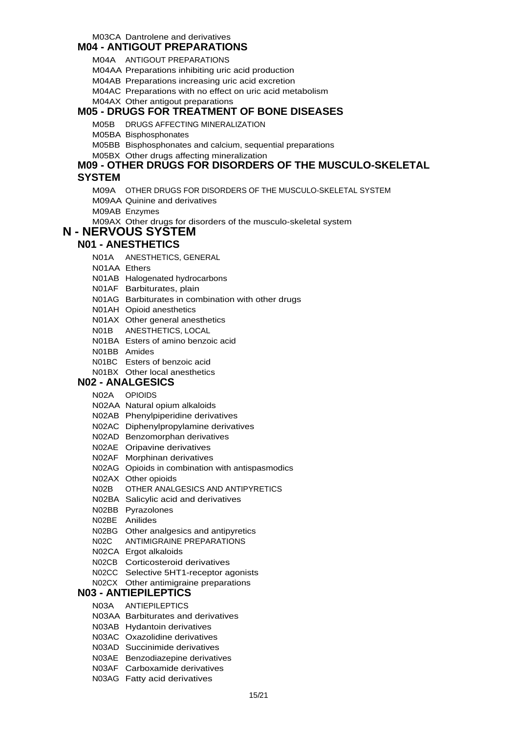M03CA Dantrolene and derivatives

### M04 - ANTIGOUT PREPARATIONS

M04A ANTIGOUT PREPARATIONS

M04AA Preparations inhibiting uric acid production

M04AB Preparations increasing uric acid excretion

M04AC Preparations with no effect on uric acid metabolism

M04AX Other antigout preparations

### M05 - DRUGS FOR TREATMENT OF BONE DISEASES

M05B DRUGS AFFECTING MINERALIZATION

M05BA Bisphosphonates

M05BB Bisphosphonates and calcium, sequential preparations

M05BX Other drugs affecting mineralization

### M09 - OTHER DRUGS FOR DISORDERS OF THE MUSCULO-SKELETAL SYSTEM

M09A OTHER DRUGS FOR DISORDERS OF THE MUSCULO-SKELETAL SYSTEM

M09AA Quinine and derivatives

M09AB Enzymes

M09AX Other drugs for disorders of the musculo-skeletal system

## N - NERVOUS SYSTEM

### N01 - ANESTHETICS

N01A ANESTHETICS, GENERAL

N01AA Ethers

N01AB Halogenated hydrocarbons

N01AF Barbiturates, plain

N01AG Barbiturates in combination with other drugs

N01AH Opioid anesthetics

N01AX Other general anesthetics

N01B ANESTHETICS, LOCAL

N01BA Esters of amino benzoic acid

N01BB Amides

N01BC Esters of benzoic acid

N01BX Other local anesthetics

### N02 - ANALGESICS

N02A OPIOIDS

N02AA Natural opium alkaloids

N02AB Phenylpiperidine derivatives

N02AC Diphenylpropylamine derivatives

N02AD Benzomorphan derivatives

N02AE Oripavine derivatives

N02AF Morphinan derivatives

N02AG Opioids in combination with antispasmodics

N02AX Other opioids

N02B OTHER ANALGESICS AND ANTIPYRETICS

N02BA Salicylic acid and derivatives

N02BB Pyrazolones

N02BE Anilides

N02BG Other analgesics and antipyretics

N02C ANTIMIGRAINE PREPARATIONS

N02CA Ergot alkaloids

N02CB Corticosteroid derivatives

N02CC Selective 5HT1-receptor agonists

N02CX Other antimigraine preparations

### N03 - ANTIEPILEPTICS

N03A ANTIEPILEPTICS

N03AA Barbiturates and derivatives

N03AB Hydantoin derivatives

N03AC Oxazolidine derivatives

N03AD Succinimide derivatives

N03AE Benzodiazepine derivatives

N03AF Carboxamide derivatives

N03AG Fatty acid derivatives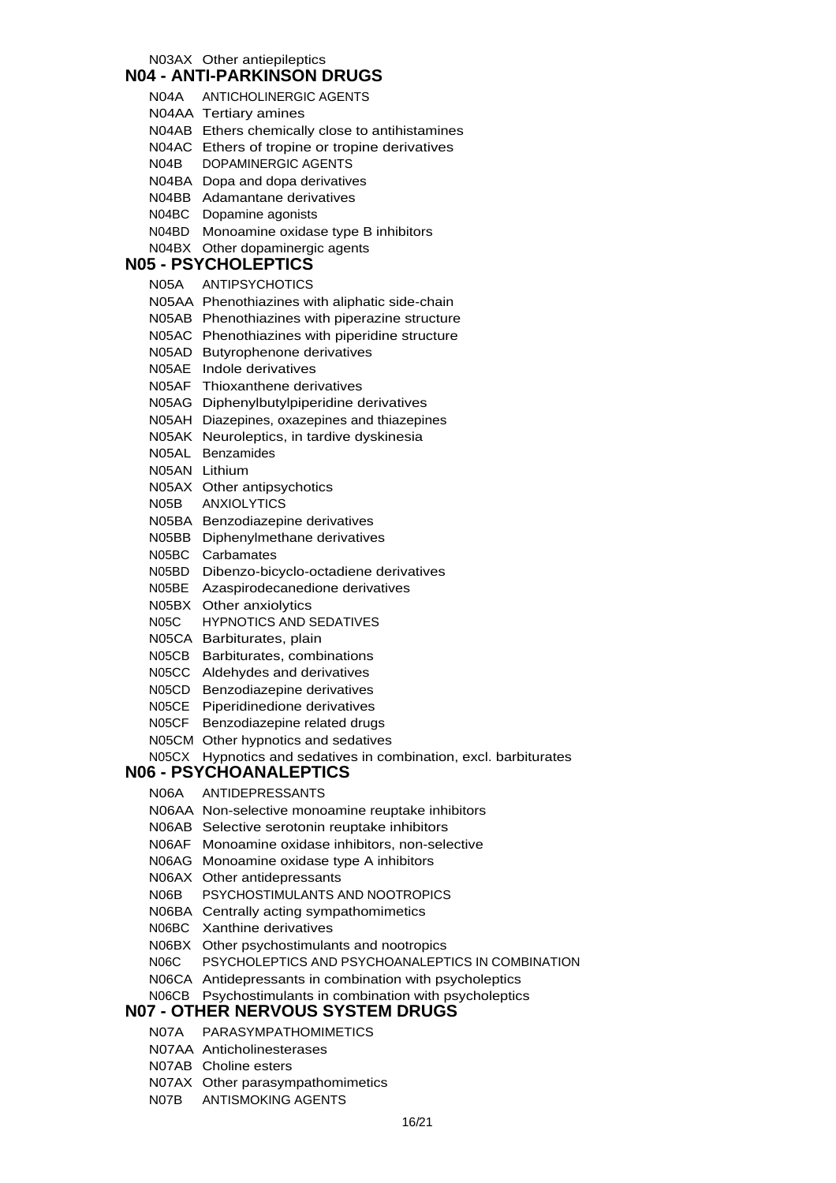N03AX Other antiepileptics

## N04 - ANTI-PARKINSON DRUGS

N04A ANTICHOLINERGIC AGENTS
N04AA Tertiary amines
N04AB Ethers chemically close to antihistamines
N04AC Ethers of tropine or tropine derivatives
N04B DOPAMINERGIC AGENTS
N04BA Dopa and dopa derivatives
N04BB Adamantane derivatives
N04BC Dopamine agonists
N04BD Monoamine oxidase type B inhibitors
N04BX Other dopaminergic agents

## N05 - PSYCHOLEPTICS

N05A ANTIPSYCHOTICS
N05AA Phenothiazines with aliphatic side-chain
N05AB Phenothiazines with piperazine structure
N05AC Phenothiazines with piperidine structure
N05AD Butyrophenone derivatives
N05AE Indole derivatives
N05AF Thioxanthene derivatives
N05AG Diphenylbutylpiperidine derivatives
N05AH Diazepines, oxazepines and thiazepines
N05AK Neuroleptics, in tardive dyskinesia
N05AL Benzamides
N05AN Lithium
N05AX Other antipsychotics
N05B ANXIOLYTICS
N05BA Benzodiazepine derivatives
N05BB Diphenylmethane derivatives
N05BC Carbamates
N05BD Dibenzo-bicyclo-octadiene derivatives
N05BE Azaspirodecanedione derivatives
N05BX Other anxiolytics
N05C HYPNOTICS AND SEDATIVES
N05CA Barbiturates, plain
N05CB Barbiturates, combinations
N05CC Aldehydes and derivatives
N05CD Benzodiazepine derivatives
N05CE Piperidinedione derivatives
N05CF Benzodiazepine related drugs
N05CM Other hypnotics and sedatives
N05CX Hypnotics and sedatives in combination, excl. barbiturates

## N06 - PSYCHOANALEPTICS

N06A ANTIDEPRESSANTS
N06AA Non-selective monoamine reuptake inhibitors
N06AB Selective serotonin reuptake inhibitors
N06AF Monoamine oxidase inhibitors, non-selective
N06AG Monoamine oxidase type A inhibitors
N06AX Other antidepressants
N06B PSYCHOSTIMULANTS AND NOOTROPICS
N06BA Centrally acting sympathomimetics
N06BC Xanthine derivatives
N06BX Other psychostimulants and nootropics
N06C PSYCHOLEPTICS AND PSYCHOANALEPTICS IN COMBINATION
N06CA Antidepressants in combination with psycholeptics
N06CB Psychostimulants in combination with psycholeptics

## N07 - OTHER NERVOUS SYSTEM DRUGS

N07A PARASYMPATHOMIMETICS
N07AA Anticholinesterases
N07AB Choline esters
N07AX Other parasympathomimetics
N07B ANTISMOKING AGENTS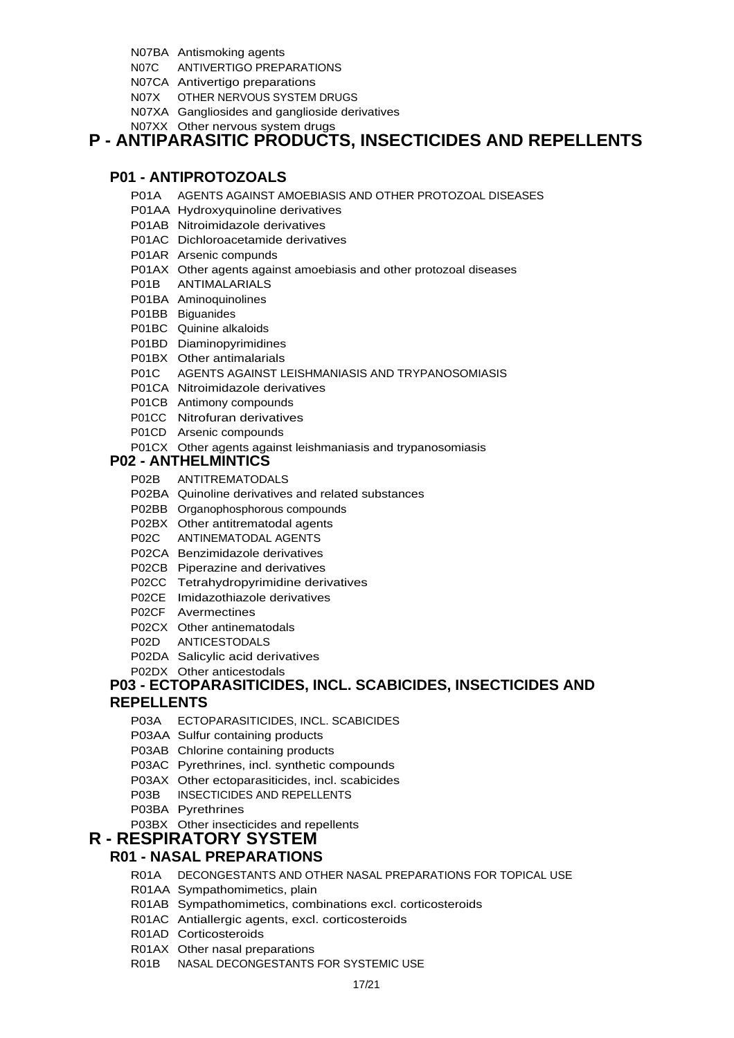N07BA Antismoking agents

N07C ANTIVERTIGO PREPARATIONS

N07CA Antivertigo preparations

N07X OTHER NERVOUS SYSTEM DRUGS

N07XA Gangliosides and ganglioside derivatives

N07XX Other nervous system drugs

# P - ANTIPARASITIC PRODUCTS, INSECTICIDES AND REPELLENTS

## P01 - ANTIPROTOZOALS

P01A AGENTS AGAINST AMOEBIASIS AND OTHER PROTOZOAL DISEASES

P01AA Hydroxyquinoline derivatives

P01AB Nitroimidazole derivatives

P01AC Dichloroacetamide derivatives

P01AR Arsenic compunds

P01AX Other agents against amoebiasis and other protozoal diseases

P01B ANTIMALARIALS

P01BA Aminoquinolines

P01BB Biguanides

P01BC Quinine alkaloids

P01BD Diaminopyrimidines

P01BX Other antimalarials

P01C AGENTS AGAINST LEISHMANIASIS AND TRYPANOSOMIASIS

P01CA Nitroimidazole derivatives

P01CB Antimony compounds

P01CC Nitrofuran derivatives

P01CD Arsenic compounds

P01CX Other agents against leishmaniasis and trypanosomiasis

## P02 - ANTHELMINTICS

P02B ANTITREMATODALS

P02BA Quinoline derivatives and related substances

P02BB Organophosphorous compounds

P02BX Other antitrematodal agents

P02C ANTINEMATODAL AGENTS

P02CA Benzimidazole derivatives

P02CB Piperazine and derivatives

P02CC Tetrahydropyrimidine derivatives

P02CE Imidazothiazole derivatives

P02CF Avermectines

P02CX Other antinematodals

P02D ANTICESTODALS

P02DA Salicylic acid derivatives

P02DX Other anticestodals

## P03 - ECTOPARASITICIDES, INCL. SCABICIDES, INSECTICIDES AND REPELLENTS

P03A ECTOPARASITICIDES, INCL. SCABICIDES

P03AA Sulfur containing products

P03AB Chlorine containing products

P03AC Pyrethrines, incl. synthetic compounds

P03AX Other ectoparasiticides, incl. scabicides

P03B INSECTICIDES AND REPELLENTS

P03BA Pyrethrines

P03BX Other insecticides and repellents

# R - RESPIRATORY SYSTEM

## R01 - NASAL PREPARATIONS

R01A DECONGESTANTS AND OTHER NASAL PREPARATIONS FOR TOPICAL USE

R01AA Sympathomimetics, plain

R01AB Sympathomimetics, combinations excl. corticosteroids

R01AC Antiallergic agents, excl. corticosteroids

R01AD Corticosteroids

R01AX Other nasal preparations

R01B NASAL DECONGESTANTS FOR SYSTEMIC USE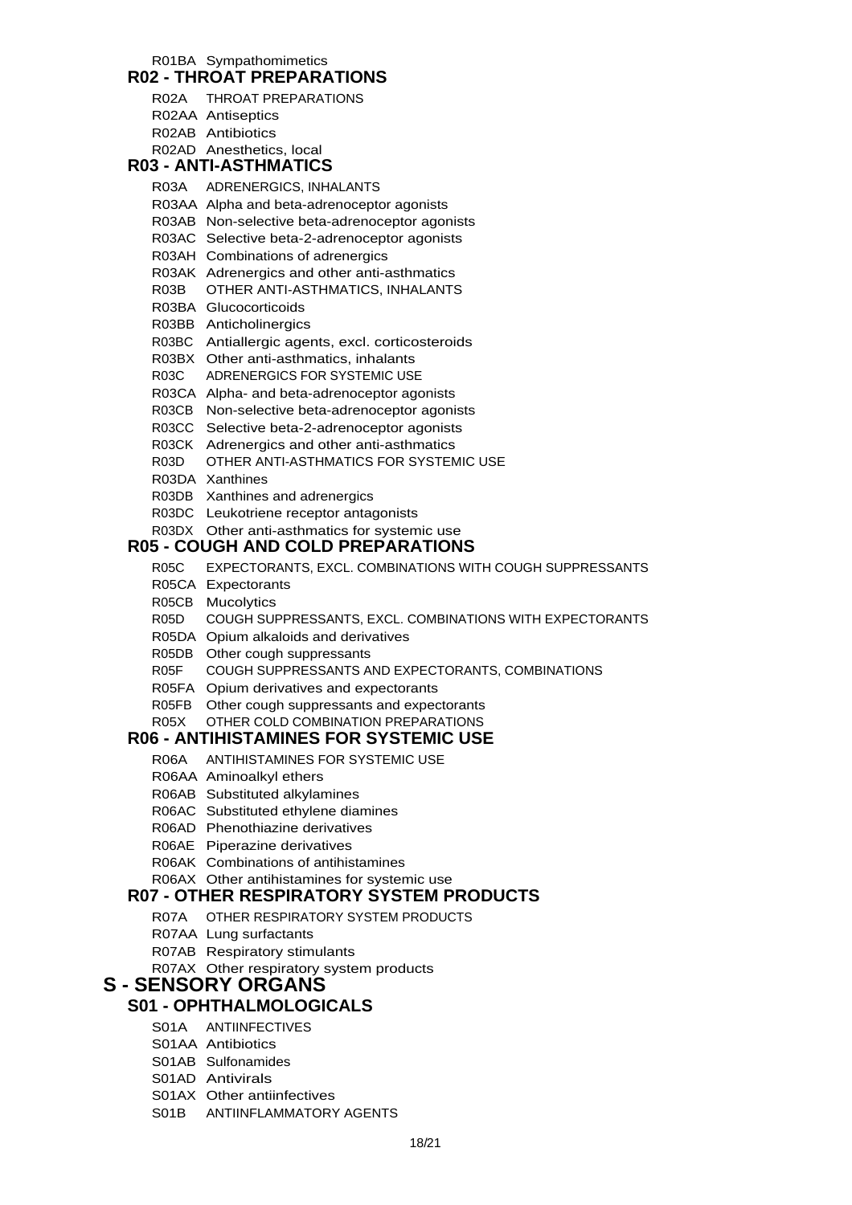R01BA Sympathomimetics

## R02 - THROAT PREPARATIONS

R02A THROAT PREPARATIONS
R02AA Antiseptics
R02AB Antibiotics
R02AD Anesthetics, local

## R03 - ANTI-ASTHMATICS

R03A ADRENERGICS, INHALANTS
R03AA Alpha and beta-adrenoceptor agonists
R03AB Non-selective beta-adrenoceptor agonists
R03AC Selective beta-2-adrenoceptor agonists
R03AH Combinations of adrenergics
R03AK Adrenergics and other anti-asthmatics
R03B OTHER ANTI-ASTHMATICS, INHALANTS
R03BA Glucocorticoids
R03BB Anticholinergics
R03BC Antiallergic agents, excl. corticosteroids
R03BX Other anti-asthmatics, inhalants
R03C ADRENERGICS FOR SYSTEMIC USE
R03CA Alpha- and beta-adrenoceptor agonists
R03CB Non-selective beta-adrenoceptor agonists
R03CC Selective beta-2-adrenoceptor agonists
R03CK Adrenergics and other anti-asthmatics
R03D OTHER ANTI-ASTHMATICS FOR SYSTEMIC USE
R03DA Xanthines
R03DB Xanthines and adrenergics
R03DC Leukotriene receptor antagonists
R03DX Other anti-asthmatics for systemic use

## R05 - COUGH AND COLD PREPARATIONS

R05C EXPECTORANTS, EXCL. COMBINATIONS WITH COUGH SUPPRESSANTS
R05CA Expectorants
R05CB Mucolytics
R05D COUGH SUPPRESSANTS, EXCL. COMBINATIONS WITH EXPECTORANTS
R05DA Opium alkaloids and derivatives
R05DB Other cough suppressants
R05F COUGH SUPPRESSANTS AND EXPECTORANTS, COMBINATIONS
R05FA Opium derivatives and expectorants
R05FB Other cough suppressants and expectorants
R05X OTHER COLD COMBINATION PREPARATIONS

## R06 - ANTIHISTAMINES FOR SYSTEMIC USE

R06A ANTIHISTAMINES FOR SYSTEMIC USE
R06AA Aminoalkyl ethers
R06AB Substituted alkylamines
R06AC Substituted ethylene diamines
R06AD Phenothiazine derivatives
R06AE Piperazine derivatives
R06AK Combinations of antihistamines
R06AX Other antihistamines for systemic use

## R07 - OTHER RESPIRATORY SYSTEM PRODUCTS

R07A OTHER RESPIRATORY SYSTEM PRODUCTS
R07AA Lung surfactants
R07AB Respiratory stimulants
R07AX Other respiratory system products

# S - SENSORY ORGANS

## S01 - OPHTHALMOLOGICALS

S01A ANTIINFECTIVES
S01AA Antibiotics
S01AB Sulfonamides
S01AD Antivirals
S01AX Other antiinfectives
S01B ANTIINFLAMMATORY AGENTS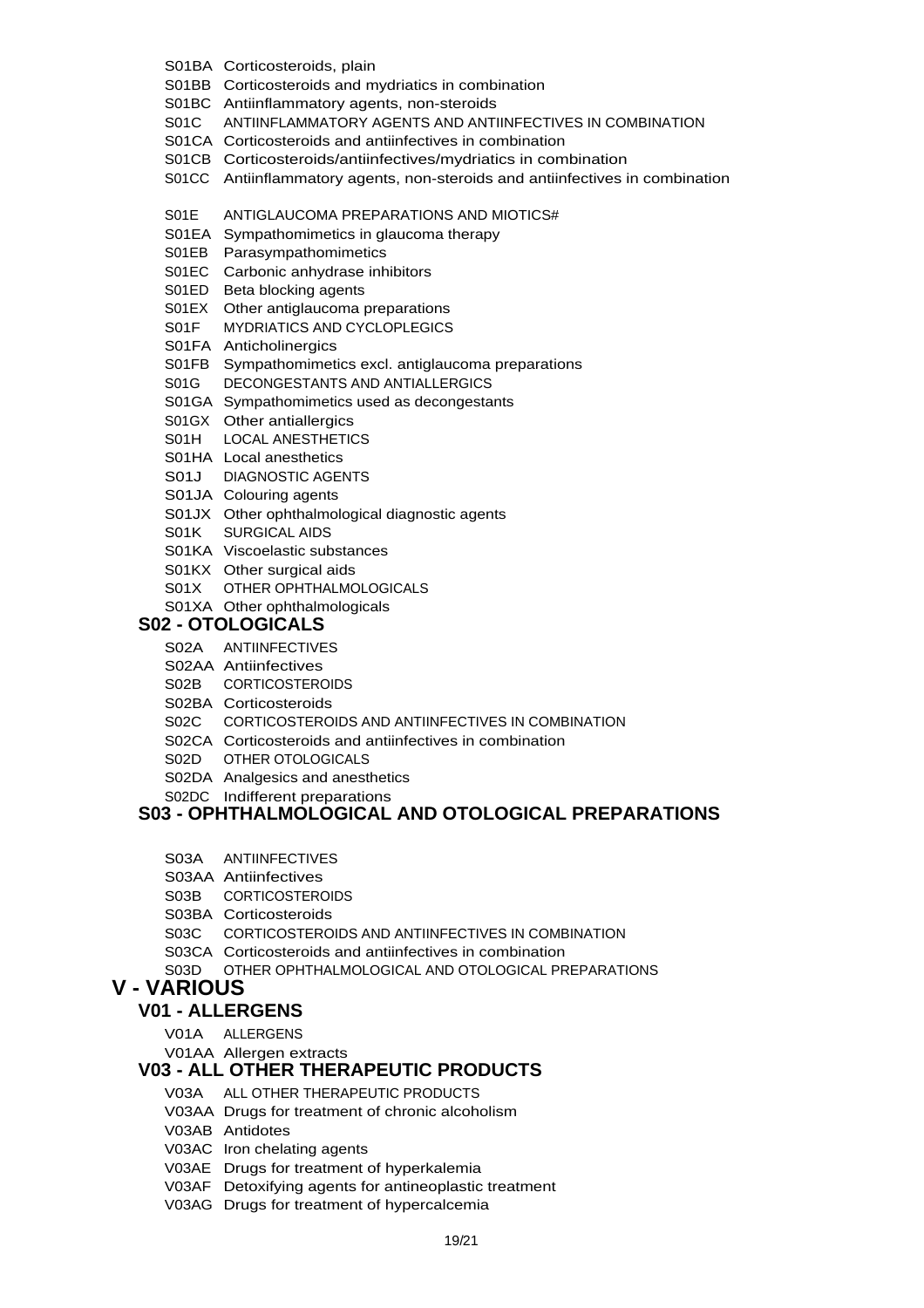- S01BA Corticosteroids, plain
- S01BB Corticosteroids and mydriatics in combination
- S01BC Antiinflammatory agents, non-steroids
- S01C ANTIINFLAMMATORY AGENTS AND ANTIINFECTIVES IN COMBINATION
- S01CA Corticosteroids and antiinfectives in combination
- S01CB Corticosteroids/antiinfectives/mydriatics in combination
- S01CC Antiinflammatory agents, non-steroids and antiinfectives in combination

- S01E ANTIGLAUCOMA PREPARATIONS AND MIOTICS#
- S01EA Sympathomimetics in glaucoma therapy
- S01EB Parasympathomimetics
- S01EC Carbonic anhydrase inhibitors
- S01ED Beta blocking agents
- S01EX Other antiglaucoma preparations
- S01F MYDRIATICS AND CYCLOPLEGICS
- S01FA Anticholinergics
- S01FB Sympathomimetics excl. antiglaucoma preparations
- S01G DECONGESTANTS AND ANTIALLERGICS
- S01GA Sympathomimetics used as decongestants
- S01GX Other antiallergics
- S01H LOCAL ANESTHETICS
- S01HA Local anesthetics
- S01J DIAGNOSTIC AGENTS
- S01JA Colouring agents
- S01JX Other ophthalmological diagnostic agents
- S01K SURGICAL AIDS
- S01KA Viscoelastic substances
- S01KX Other surgical aids
- S01X OTHER OPHTHALMOLOGICALS
- S01XA Other ophthalmologicals

### S02 - OTOLOGICALS

- S02A ANTIINFECTIVES
- S02AA Antiinfectives
- S02B CORTICOSTEROIDS
- S02BA Corticosteroids
- S02C CORTICOSTEROIDS AND ANTIINFECTIVES IN COMBINATION
- S02CA Corticosteroids and antiinfectives in combination
- S02D OTHER OTOLOGICALS
- S02DA Analgesics and anesthetics
- S02DC Indifferent preparations

### S03 - OPHTHALMOLOGICAL AND OTOLOGICAL PREPARATIONS

- S03A ANTIINFECTIVES
- S03AA Antiinfectives
- S03B CORTICOSTEROIDS
- S03BA Corticosteroids
- S03C CORTICOSTEROIDS AND ANTIINFECTIVES IN COMBINATION
- S03CA Corticosteroids and antiinfectives in combination
- S03D OTHER OPHTHALMOLOGICAL AND OTOLOGICAL PREPARATIONS

## V - VARIOUS

### V01 - ALLERGENS

- V01A ALLERGENS
- V01AA Allergen extracts

### V03 - ALL OTHER THERAPEUTIC PRODUCTS

- V03A ALL OTHER THERAPEUTIC PRODUCTS
- V03AA Drugs for treatment of chronic alcoholism
- V03AB Antidotes
- V03AC Iron chelating agents
- V03AE Drugs for treatment of hyperkalemia
- V03AF Detoxifying agents for antineoplastic treatment
- V03AG Drugs for treatment of hypercalcemia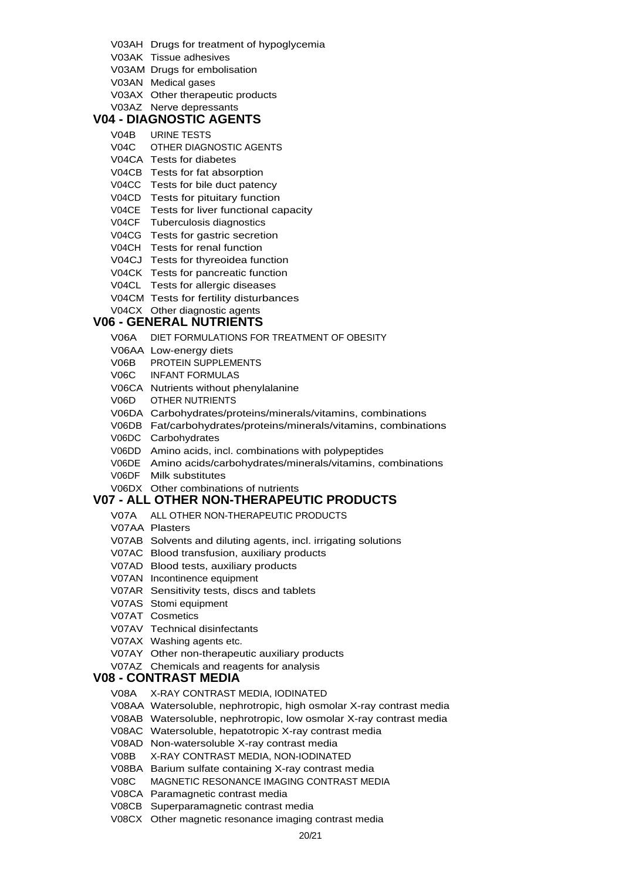V03AH Drugs for treatment of hypoglycemia

V03AK Tissue adhesives

V03AM Drugs for embolisation

V03AN Medical gases

V03AX Other therapeutic products

V03AZ Nerve depressants

## V04 - DIAGNOSTIC AGENTS

V04B URINE TESTS

V04C OTHER DIAGNOSTIC AGENTS

V04CA Tests for diabetes

V04CB Tests for fat absorption

V04CC Tests for bile duct patency

V04CD Tests for pituitary function

V04CE Tests for liver functional capacity

V04CF Tuberculosis diagnostics

V04CG Tests for gastric secretion

V04CH Tests for renal function

V04CJ Tests for thyreoidea function

V04CK Tests for pancreatic function

V04CL Tests for allergic diseases

V04CM Tests for fertility disturbances

V04CX Other diagnostic agents

## V06 - GENERAL NUTRIENTS

V06A DIET FORMULATIONS FOR TREATMENT OF OBESITY

V06AA Low-energy diets

V06B PROTEIN SUPPLEMENTS

V06C INFANT FORMULAS

V06CA Nutrients without phenylalanine

V06D OTHER NUTRIENTS

V06DA Carbohydrates/proteins/minerals/vitamins, combinations

V06DB Fat/carbohydrates/proteins/minerals/vitamins, combinations

V06DC Carbohydrates

V06DD Amino acids, incl. combinations with polypeptides

V06DE Amino acids/carbohydrates/minerals/vitamins, combinations

V06DF Milk substitutes

V06DX Other combinations of nutrients

## V07 - ALL OTHER NON-THERAPEUTIC PRODUCTS

V07A ALL OTHER NON-THERAPEUTIC PRODUCTS

V07AA Plasters

V07AB Solvents and diluting agents, incl. irrigating solutions

V07AC Blood transfusion, auxiliary products

V07AD Blood tests, auxiliary products

V07AN Incontinence equipment

V07AR Sensitivity tests, discs and tablets

V07AS Stomi equipment

V07AT Cosmetics

V07AV Technical disinfectants

V07AX Washing agents etc.

V07AY Other non-therapeutic auxiliary products

V07AZ Chemicals and reagents for analysis

## V08 - CONTRAST MEDIA

V08A X-RAY CONTRAST MEDIA, IODINATED

V08AA Watersoluble, nephrotropic, high osmolar X-ray contrast media

V08AB Watersoluble, nephrotropic, low osmolar X-ray contrast media

V08AC Watersoluble, hepatotropic X-ray contrast media

V08AD Non-watersoluble X-ray contrast media

V08B X-RAY CONTRAST MEDIA, NON-IODINATED

V08BA Barium sulfate containing X-ray contrast media

V08C MAGNETIC RESONANCE IMAGING CONTRAST MEDIA

V08CA Paramagnetic contrast media

V08CB Superparamagnetic contrast media

V08CX Other magnetic resonance imaging contrast media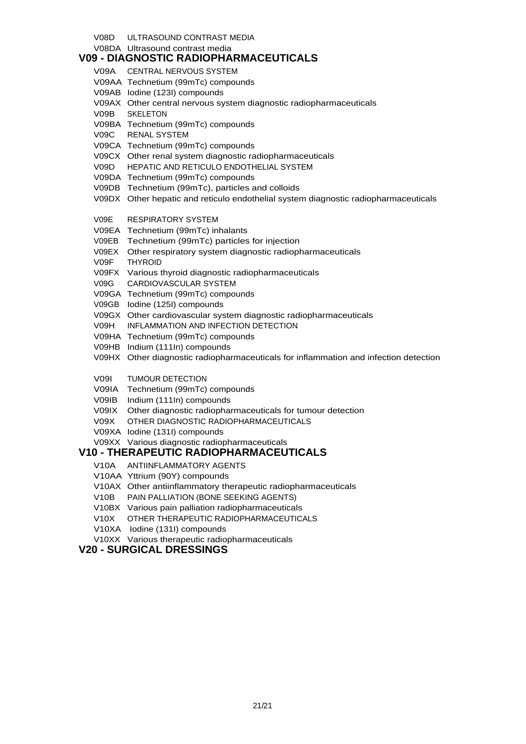V08D ULTRASOUND CONTRAST MEDIA

V08DA Ultrasound contrast media

## V09 - DIAGNOSTIC RADIOPHARMACEUTICALS

V09A CENTRAL NERVOUS SYSTEM

V09AA Technetium (99mTc) compounds

V09AB Iodine (123I) compounds

V09AX Other central nervous system diagnostic radiopharmaceuticals

V09B SKELETON

V09BA Technetium (99mTc) compounds

V09C RENAL SYSTEM

V09CA Technetium (99mTc) compounds

V09CX Other renal system diagnostic radiopharmaceuticals

V09D HEPATIC AND RETICULO ENDOTHELIAL SYSTEM

V09DA Technetium (99mTc) compounds

V09DB Technetium (99mTc), particles and colloids

V09DX Other hepatic and reticulo endothelial system diagnostic radiopharmaceuticals

V09E RESPIRATORY SYSTEM

V09EA Technetium (99mTc) inhalants

V09EB Technetium (99mTc) particles for injection

V09EX Other respiratory system diagnostic radiopharmaceuticals

V09F THYROID

V09FX Various thyroid diagnostic radiopharmaceuticals

V09G CARDIOVASCULAR SYSTEM

V09GA Technetium (99mTc) compounds

V09GB Iodine (125I) compounds

V09GX Other cardiovascular system diagnostic radiopharmaceuticals

V09H INFLAMMATION AND INFECTION DETECTION

V09HA Technetium (99mTc) compounds

V09HB Indium (111In) compounds

V09HX Other diagnostic radiopharmaceuticals for inflammation and infection detection

V09I TUMOUR DETECTION

V09IA Technetium (99mTc) compounds

V09IB Indium (111In) compounds

V09IX Other diagnostic radiopharmaceuticals for tumour detection

V09X OTHER DIAGNOSTIC RADIOPHARMACEUTICALS

V09XA Iodine (131I) compounds

V09XX Various diagnostic radiopharmaceuticals

## V10 - THERAPEUTIC RADIOPHARMACEUTICALS

V10A ANTIINFLAMMATORY AGENTS

V10AA Yttrium (90Y) compounds

V10AX Other antiinflammatory therapeutic radiopharmaceuticals

V10B PAIN PALLIATION (BONE SEEKING AGENTS)

V10BX Various pain palliation radiopharmaceuticals

V10X OTHER THERAPEUTIC RADIOPHARMACEUTICALS

V10XA Iodine (131I) compounds

V10XX Various therapeutic radiopharmaceuticals

## V20 - SURGICAL DRESSINGS